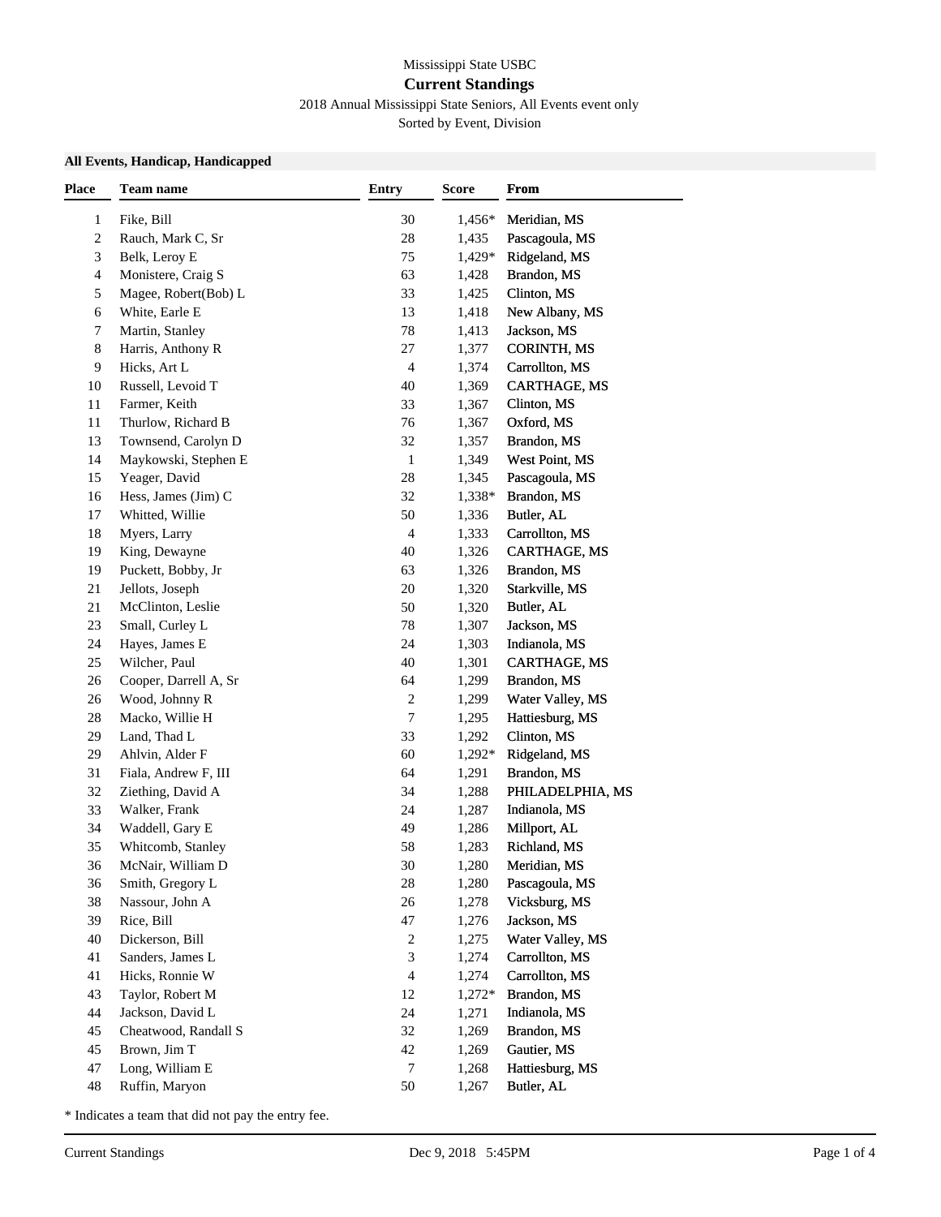Mississippi State USBC

## Current Standings

2018 Annual Mississippi State Seniors, All Events event only

Sorted by Event, Division

**All Events, Handicap, Handicapped**

| Place | Team name | Entry | Score | From |
|---|---|---|---|---|
| 1 | Fike, Bill | 30 | 1,456* | Meridian, MS |
| 2 | Rauch, Mark C, Sr | 28 | 1,435 | Pascagoula, MS |
| 3 | Belk, Leroy E | 75 | 1,429* | Ridgeland, MS |
| 4 | Monistere, Craig S | 63 | 1,428 | Brandon, MS |
| 5 | Magee, Robert(Bob) L | 33 | 1,425 | Clinton, MS |
| 6 | White, Earle E | 13 | 1,418 | New Albany, MS |
| 7 | Martin, Stanley | 78 | 1,413 | Jackson, MS |
| 8 | Harris, Anthony R | 27 | 1,377 | CORINTH, MS |
| 9 | Hicks, Art L | 4 | 1,374 | Carrollton, MS |
| 10 | Russell, Levoid T | 40 | 1,369 | CARTHAGE, MS |
| 11 | Farmer, Keith | 33 | 1,367 | Clinton, MS |
| 11 | Thurlow, Richard B | 76 | 1,367 | Oxford, MS |
| 13 | Townsend, Carolyn D | 32 | 1,357 | Brandon, MS |
| 14 | Maykowski, Stephen E | 1 | 1,349 | West Point, MS |
| 15 | Yeager, David | 28 | 1,345 | Pascagoula, MS |
| 16 | Hess, James (Jim) C | 32 | 1,338* | Brandon, MS |
| 17 | Whitted, Willie | 50 | 1,336 | Butler, AL |
| 18 | Myers, Larry | 4 | 1,333 | Carrollton, MS |
| 19 | King, Dewayne | 40 | 1,326 | CARTHAGE, MS |
| 19 | Puckett, Bobby, Jr | 63 | 1,326 | Brandon, MS |
| 21 | Jellots, Joseph | 20 | 1,320 | Starkville, MS |
| 21 | McClinton, Leslie | 50 | 1,320 | Butler, AL |
| 23 | Small, Curley L | 78 | 1,307 | Jackson, MS |
| 24 | Hayes, James E | 24 | 1,303 | Indianola, MS |
| 25 | Wilcher, Paul | 40 | 1,301 | CARTHAGE, MS |
| 26 | Cooper, Darrell A, Sr | 64 | 1,299 | Brandon, MS |
| 26 | Wood, Johnny R | 2 | 1,299 | Water Valley, MS |
| 28 | Macko, Willie H | 7 | 1,295 | Hattiesburg, MS |
| 29 | Land, Thad L | 33 | 1,292 | Clinton, MS |
| 29 | Ahlvin, Alder F | 60 | 1,292* | Ridgeland, MS |
| 31 | Fiala, Andrew F, III | 64 | 1,291 | Brandon, MS |
| 32 | Ziething, David A | 34 | 1,288 | PHILADELPHIA, MS |
| 33 | Walker, Frank | 24 | 1,287 | Indianola, MS |
| 34 | Waddell, Gary E | 49 | 1,286 | Millport, AL |
| 35 | Whitcomb, Stanley | 58 | 1,283 | Richland, MS |
| 36 | McNair, William D | 30 | 1,280 | Meridian, MS |
| 36 | Smith, Gregory L | 28 | 1,280 | Pascagoula, MS |
| 38 | Nassour, John A | 26 | 1,278 | Vicksburg, MS |
| 39 | Rice, Bill | 47 | 1,276 | Jackson, MS |
| 40 | Dickerson, Bill | 2 | 1,275 | Water Valley, MS |
| 41 | Sanders, James L | 3 | 1,274 | Carrollton, MS |
| 41 | Hicks, Ronnie W | 4 | 1,274 | Carrollton, MS |
| 43 | Taylor, Robert M | 12 | 1,272* | Brandon, MS |
| 44 | Jackson, David L | 24 | 1,271 | Indianola, MS |
| 45 | Cheatwood, Randall S | 32 | 1,269 | Brandon, MS |
| 45 | Brown, Jim T | 42 | 1,269 | Gautier, MS |
| 47 | Long, William E | 7 | 1,268 | Hattiesburg, MS |
| 48 | Ruffin, Maryon | 50 | 1,267 | Butler, AL |

* Indicates a team that did not pay the entry fee.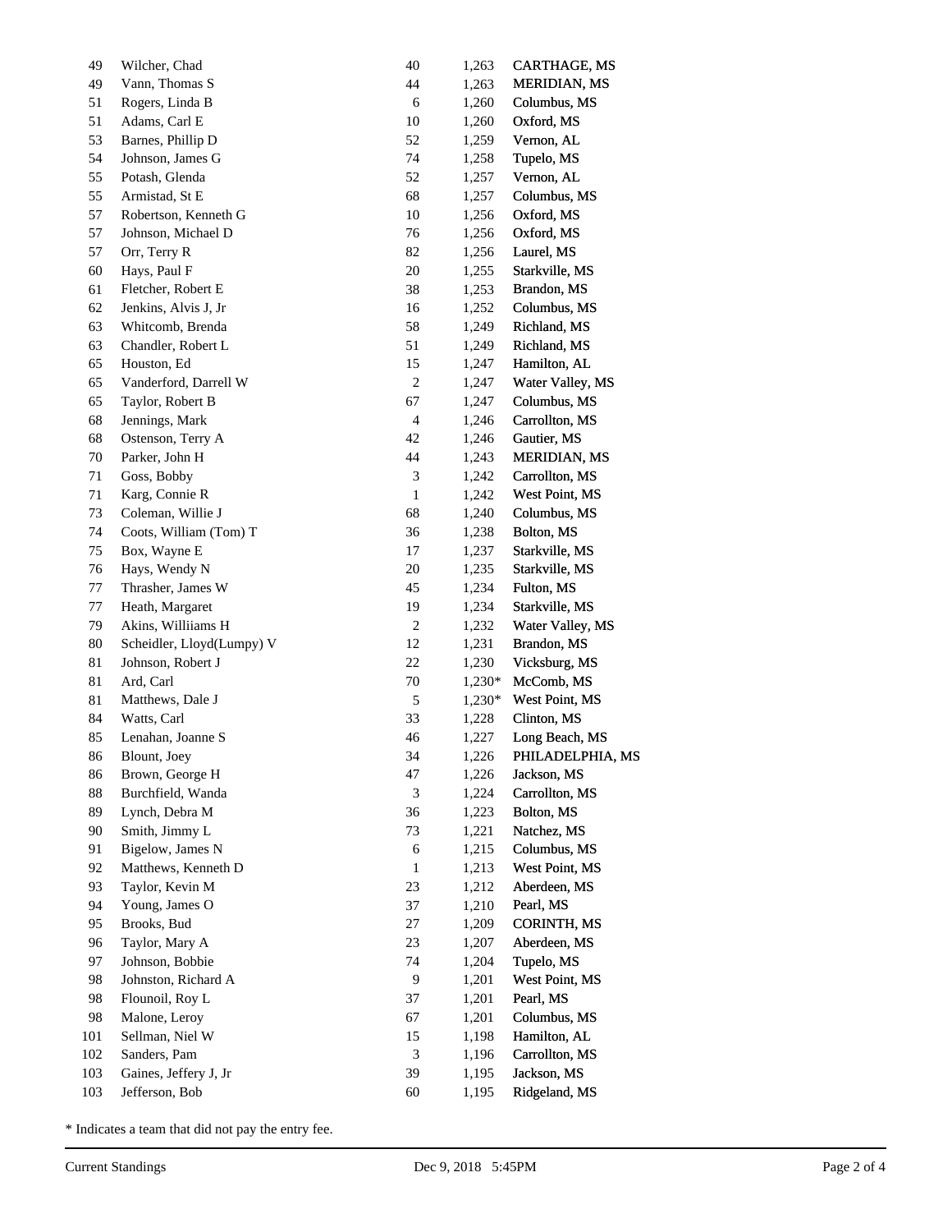| | | | | |
|---|---|---|---|---|
| 49 | Wilcher, Chad | 40 | 1,263 | CARTHAGE, MS |
| 49 | Vann, Thomas S | 44 | 1,263 | MERIDIAN, MS |
| 51 | Rogers, Linda B | 6 | 1,260 | Columbus, MS |
| 51 | Adams, Carl E | 10 | 1,260 | Oxford, MS |
| 53 | Barnes, Phillip D | 52 | 1,259 | Vernon, AL |
| 54 | Johnson, James G | 74 | 1,258 | Tupelo, MS |
| 55 | Potash, Glenda | 52 | 1,257 | Vernon, AL |
| 55 | Armistad, St E | 68 | 1,257 | Columbus, MS |
| 57 | Robertson, Kenneth G | 10 | 1,256 | Oxford, MS |
| 57 | Johnson, Michael D | 76 | 1,256 | Oxford, MS |
| 57 | Orr, Terry R | 82 | 1,256 | Laurel, MS |
| 60 | Hays, Paul F | 20 | 1,255 | Starkville, MS |
| 61 | Fletcher, Robert E | 38 | 1,253 | Brandon, MS |
| 62 | Jenkins, Alvis J, Jr | 16 | 1,252 | Columbus, MS |
| 63 | Whitcomb, Brenda | 58 | 1,249 | Richland, MS |
| 63 | Chandler, Robert L | 51 | 1,249 | Richland, MS |
| 65 | Houston, Ed | 15 | 1,247 | Hamilton, AL |
| 65 | Vanderford, Darrell W | 2 | 1,247 | Water Valley, MS |
| 65 | Taylor, Robert B | 67 | 1,247 | Columbus, MS |
| 68 | Jennings, Mark | 4 | 1,246 | Carrollton, MS |
| 68 | Ostenson, Terry A | 42 | 1,246 | Gautier, MS |
| 70 | Parker, John H | 44 | 1,243 | MERIDIAN, MS |
| 71 | Goss, Bobby | 3 | 1,242 | Carrollton, MS |
| 71 | Karg, Connie R | 1 | 1,242 | West Point, MS |
| 73 | Coleman, Willie J | 68 | 1,240 | Columbus, MS |
| 74 | Coots, William (Tom) T | 36 | 1,238 | Bolton, MS |
| 75 | Box, Wayne E | 17 | 1,237 | Starkville, MS |
| 76 | Hays, Wendy N | 20 | 1,235 | Starkville, MS |
| 77 | Thrasher, James W | 45 | 1,234 | Fulton, MS |
| 77 | Heath, Margaret | 19 | 1,234 | Starkville, MS |
| 79 | Akins, Williiams H | 2 | 1,232 | Water Valley, MS |
| 80 | Scheidler, Lloyd(Lumpy) V | 12 | 1,231 | Brandon, MS |
| 81 | Johnson, Robert J | 22 | 1,230 | Vicksburg, MS |
| 81 | Ard, Carl | 70 | 1,230* | McComb, MS |
| 81 | Matthews, Dale J | 5 | 1,230* | West Point, MS |
| 84 | Watts, Carl | 33 | 1,228 | Clinton, MS |
| 85 | Lenahan, Joanne S | 46 | 1,227 | Long Beach, MS |
| 86 | Blount, Joey | 34 | 1,226 | PHILADELPHIA, MS |
| 86 | Brown, George H | 47 | 1,226 | Jackson, MS |
| 88 | Burchfield, Wanda | 3 | 1,224 | Carrollton, MS |
| 89 | Lynch, Debra M | 36 | 1,223 | Bolton, MS |
| 90 | Smith, Jimmy L | 73 | 1,221 | Natchez, MS |
| 91 | Bigelow, James N | 6 | 1,215 | Columbus, MS |
| 92 | Matthews, Kenneth D | 1 | 1,213 | West Point, MS |
| 93 | Taylor, Kevin M | 23 | 1,212 | Aberdeen, MS |
| 94 | Young, James O | 37 | 1,210 | Pearl, MS |
| 95 | Brooks, Bud | 27 | 1,209 | CORINTH, MS |
| 96 | Taylor, Mary A | 23 | 1,207 | Aberdeen, MS |
| 97 | Johnson, Bobbie | 74 | 1,204 | Tupelo, MS |
| 98 | Johnston, Richard A | 9 | 1,201 | West Point, MS |
| 98 | Flounoil, Roy L | 37 | 1,201 | Pearl, MS |
| 98 | Malone, Leroy | 67 | 1,201 | Columbus, MS |
| 101 | Sellman, Niel W | 15 | 1,198 | Hamilton, AL |
| 102 | Sanders, Pam | 3 | 1,196 | Carrollton, MS |
| 103 | Gaines, Jeffery J, Jr | 39 | 1,195 | Jackson, MS |
| 103 | Jefferson, Bob | 60 | 1,195 | Ridgeland, MS |

* Indicates a team that did not pay the entry fee.

Current Standings Dec 9, 2018 5:45PM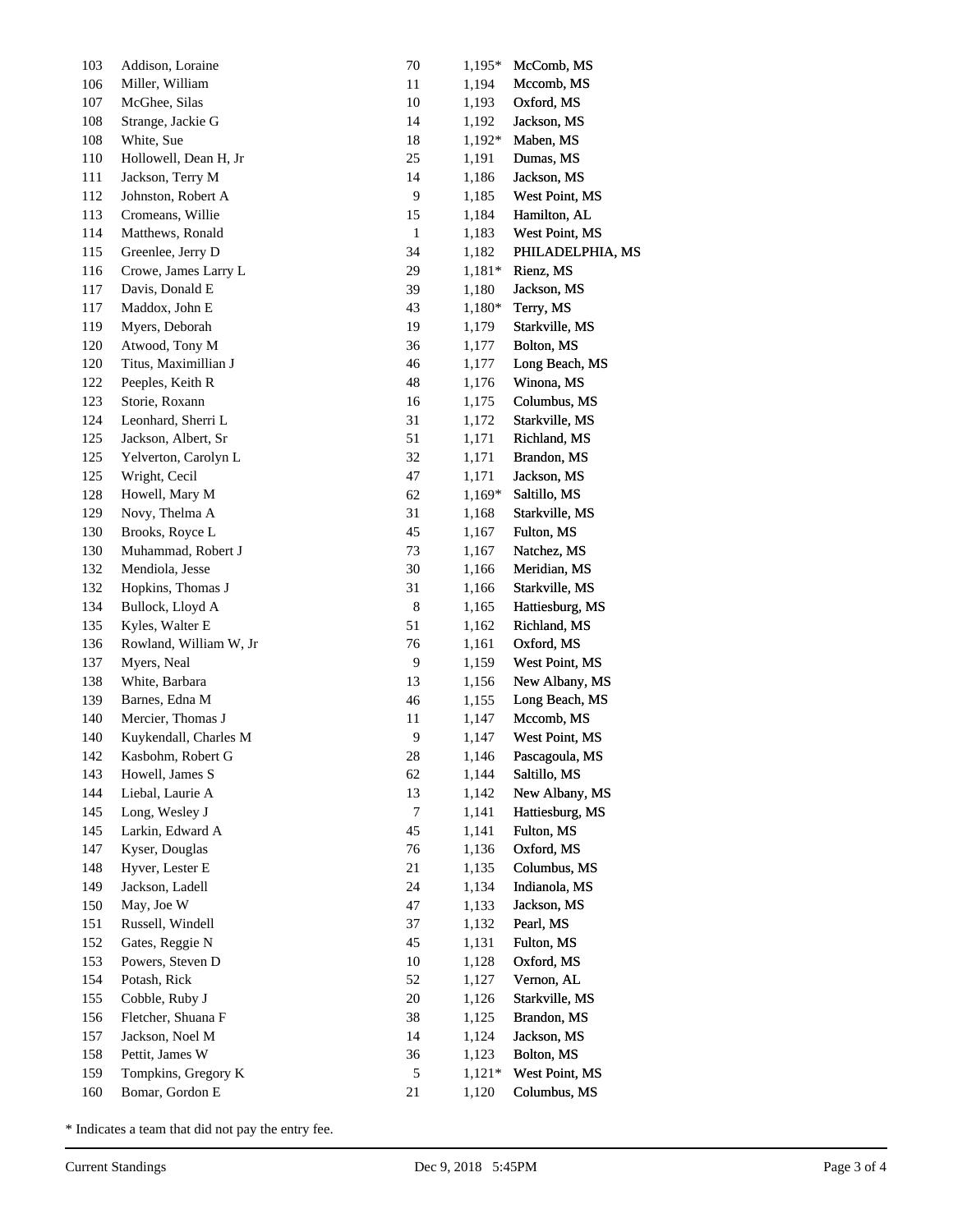| | | | | |
|---|---|---|---|---|
| 103 | Addison, Loraine | 70 | 1,195* | McComb, MS |
| 106 | Miller, William | 11 | 1,194 | Mccomb, MS |
| 107 | McGhee, Silas | 10 | 1,193 | Oxford, MS |
| 108 | Strange, Jackie G | 14 | 1,192 | Jackson, MS |
| 108 | White, Sue | 18 | 1,192* | Maben, MS |
| 110 | Hollowell, Dean H, Jr | 25 | 1,191 | Dumas, MS |
| 111 | Jackson, Terry M | 14 | 1,186 | Jackson, MS |
| 112 | Johnston, Robert A | 9 | 1,185 | West Point, MS |
| 113 | Cromeans, Willie | 15 | 1,184 | Hamilton, AL |
| 114 | Matthews, Ronald | 1 | 1,183 | West Point, MS |
| 115 | Greenlee, Jerry D | 34 | 1,182 | PHILADELPHIA, MS |
| 116 | Crowe, James Larry L | 29 | 1,181* | Rienz, MS |
| 117 | Davis, Donald E | 39 | 1,180 | Jackson, MS |
| 117 | Maddox, John E | 43 | 1,180* | Terry, MS |
| 119 | Myers, Deborah | 19 | 1,179 | Starkville, MS |
| 120 | Atwood, Tony M | 36 | 1,177 | Bolton, MS |
| 120 | Titus, Maximillian J | 46 | 1,177 | Long Beach, MS |
| 122 | Peeples, Keith R | 48 | 1,176 | Winona, MS |
| 123 | Storie, Roxann | 16 | 1,175 | Columbus, MS |
| 124 | Leonhard, Sherri L | 31 | 1,172 | Starkville, MS |
| 125 | Jackson, Albert, Sr | 51 | 1,171 | Richland, MS |
| 125 | Yelverton, Carolyn L | 32 | 1,171 | Brandon, MS |
| 125 | Wright, Cecil | 47 | 1,171 | Jackson, MS |
| 128 | Howell, Mary M | 62 | 1,169* | Saltillo, MS |
| 129 | Novy, Thelma A | 31 | 1,168 | Starkville, MS |
| 130 | Brooks, Royce L | 45 | 1,167 | Fulton, MS |
| 130 | Muhammad, Robert J | 73 | 1,167 | Natchez, MS |
| 132 | Mendiola, Jesse | 30 | 1,166 | Meridian, MS |
| 132 | Hopkins, Thomas J | 31 | 1,166 | Starkville, MS |
| 134 | Bullock, Lloyd A | 8 | 1,165 | Hattiesburg, MS |
| 135 | Kyles, Walter E | 51 | 1,162 | Richland, MS |
| 136 | Rowland, William W, Jr | 76 | 1,161 | Oxford, MS |
| 137 | Myers, Neal | 9 | 1,159 | West Point, MS |
| 138 | White, Barbara | 13 | 1,156 | New Albany, MS |
| 139 | Barnes, Edna M | 46 | 1,155 | Long Beach, MS |
| 140 | Mercier, Thomas J | 11 | 1,147 | Mccomb, MS |
| 140 | Kuykendall, Charles M | 9 | 1,147 | West Point, MS |
| 142 | Kasbohm, Robert G | 28 | 1,146 | Pascagoula, MS |
| 143 | Howell, James S | 62 | 1,144 | Saltillo, MS |
| 144 | Liebal, Laurie A | 13 | 1,142 | New Albany, MS |
| 145 | Long, Wesley J | 7 | 1,141 | Hattiesburg, MS |
| 145 | Larkin, Edward A | 45 | 1,141 | Fulton, MS |
| 147 | Kyser, Douglas | 76 | 1,136 | Oxford, MS |
| 148 | Hyver, Lester E | 21 | 1,135 | Columbus, MS |
| 149 | Jackson, Ladell | 24 | 1,134 | Indianola, MS |
| 150 | May, Joe W | 47 | 1,133 | Jackson, MS |
| 151 | Russell, Windell | 37 | 1,132 | Pearl, MS |
| 152 | Gates, Reggie N | 45 | 1,131 | Fulton, MS |
| 153 | Powers, Steven D | 10 | 1,128 | Oxford, MS |
| 154 | Potash, Rick | 52 | 1,127 | Vernon, AL |
| 155 | Cobble, Ruby J | 20 | 1,126 | Starkville, MS |
| 156 | Fletcher, Shuana F | 38 | 1,125 | Brandon, MS |
| 157 | Jackson, Noel M | 14 | 1,124 | Jackson, MS |
| 158 | Pettit, James W | 36 | 1,123 | Bolton, MS |
| 159 | Tompkins, Gregory K | 5 | 1,121* | West Point, MS |
| 160 | Bomar, Gordon E | 21 | 1,120 | Columbus, MS |

* Indicates a team that did not pay the entry fee.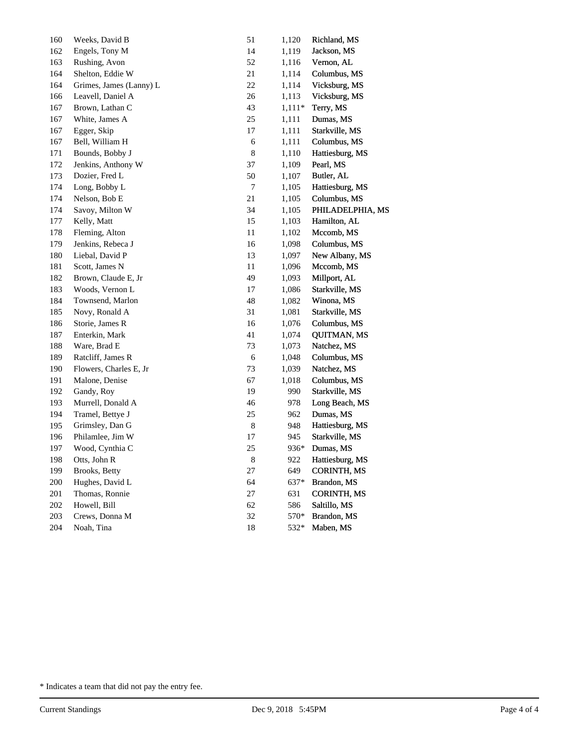| | | | | |
|---|---|---|---|---|
| 160 | Weeks, David B | 51 | 1,120 | Richland, MS |
| 162 | Engels, Tony M | 14 | 1,119 | Jackson, MS |
| 163 | Rushing, Avon | 52 | 1,116 | Vernon, AL |
| 164 | Shelton, Eddie W | 21 | 1,114 | Columbus, MS |
| 164 | Grimes, James (Lanny) L | 22 | 1,114 | Vicksburg, MS |
| 166 | Leavell, Daniel A | 26 | 1,113 | Vicksburg, MS |
| 167 | Brown, Lathan C | 43 | 1,111* | Terry, MS |
| 167 | White, James A | 25 | 1,111 | Dumas, MS |
| 167 | Egger, Skip | 17 | 1,111 | Starkville, MS |
| 167 | Bell, William H | 6 | 1,111 | Columbus, MS |
| 171 | Bounds, Bobby J | 8 | 1,110 | Hattiesburg, MS |
| 172 | Jenkins, Anthony W | 37 | 1,109 | Pearl, MS |
| 173 | Dozier, Fred L | 50 | 1,107 | Butler, AL |
| 174 | Long, Bobby L | 7 | 1,105 | Hattiesburg, MS |
| 174 | Nelson, Bob E | 21 | 1,105 | Columbus, MS |
| 174 | Savoy, Milton W | 34 | 1,105 | PHILADELPHIA, MS |
| 177 | Kelly, Matt | 15 | 1,103 | Hamilton, AL |
| 178 | Fleming, Alton | 11 | 1,102 | Mccomb, MS |
| 179 | Jenkins, Rebeca J | 16 | 1,098 | Columbus, MS |
| 180 | Liebal, David P | 13 | 1,097 | New Albany, MS |
| 181 | Scott, James N | 11 | 1,096 | Mccomb, MS |
| 182 | Brown, Claude E, Jr | 49 | 1,093 | Millport, AL |
| 183 | Woods, Vernon L | 17 | 1,086 | Starkville, MS |
| 184 | Townsend, Marlon | 48 | 1,082 | Winona, MS |
| 185 | Novy, Ronald A | 31 | 1,081 | Starkville, MS |
| 186 | Storie, James R | 16 | 1,076 | Columbus, MS |
| 187 | Enterkin, Mark | 41 | 1,074 | QUITMAN, MS |
| 188 | Ware, Brad E | 73 | 1,073 | Natchez, MS |
| 189 | Ratcliff, James R | 6 | 1,048 | Columbus, MS |
| 190 | Flowers, Charles E, Jr | 73 | 1,039 | Natchez, MS |
| 191 | Malone, Denise | 67 | 1,018 | Columbus, MS |
| 192 | Gandy, Roy | 19 | 990 | Starkville, MS |
| 193 | Murrell, Donald A | 46 | 978 | Long Beach, MS |
| 194 | Tramel, Bettye J | 25 | 962 | Dumas, MS |
| 195 | Grimsley, Dan G | 8 | 948 | Hattiesburg, MS |
| 196 | Philamlee, Jim W | 17 | 945 | Starkville, MS |
| 197 | Wood, Cynthia C | 25 | 936* | Dumas, MS |
| 198 | Otts, John R | 8 | 922 | Hattiesburg, MS |
| 199 | Brooks, Betty | 27 | 649 | CORINTH, MS |
| 200 | Hughes, David L | 64 | 637* | Brandon, MS |
| 201 | Thomas, Ronnie | 27 | 631 | CORINTH, MS |
| 202 | Howell, Bill | 62 | 586 | Saltillo, MS |
| 203 | Crews, Donna M | 32 | 570* | Brandon, MS |
| 204 | Noah, Tina | 18 | 532* | Maben, MS |

* Indicates a team that did not pay the entry fee.

Current Standings Dec 9, 2018 5:45PM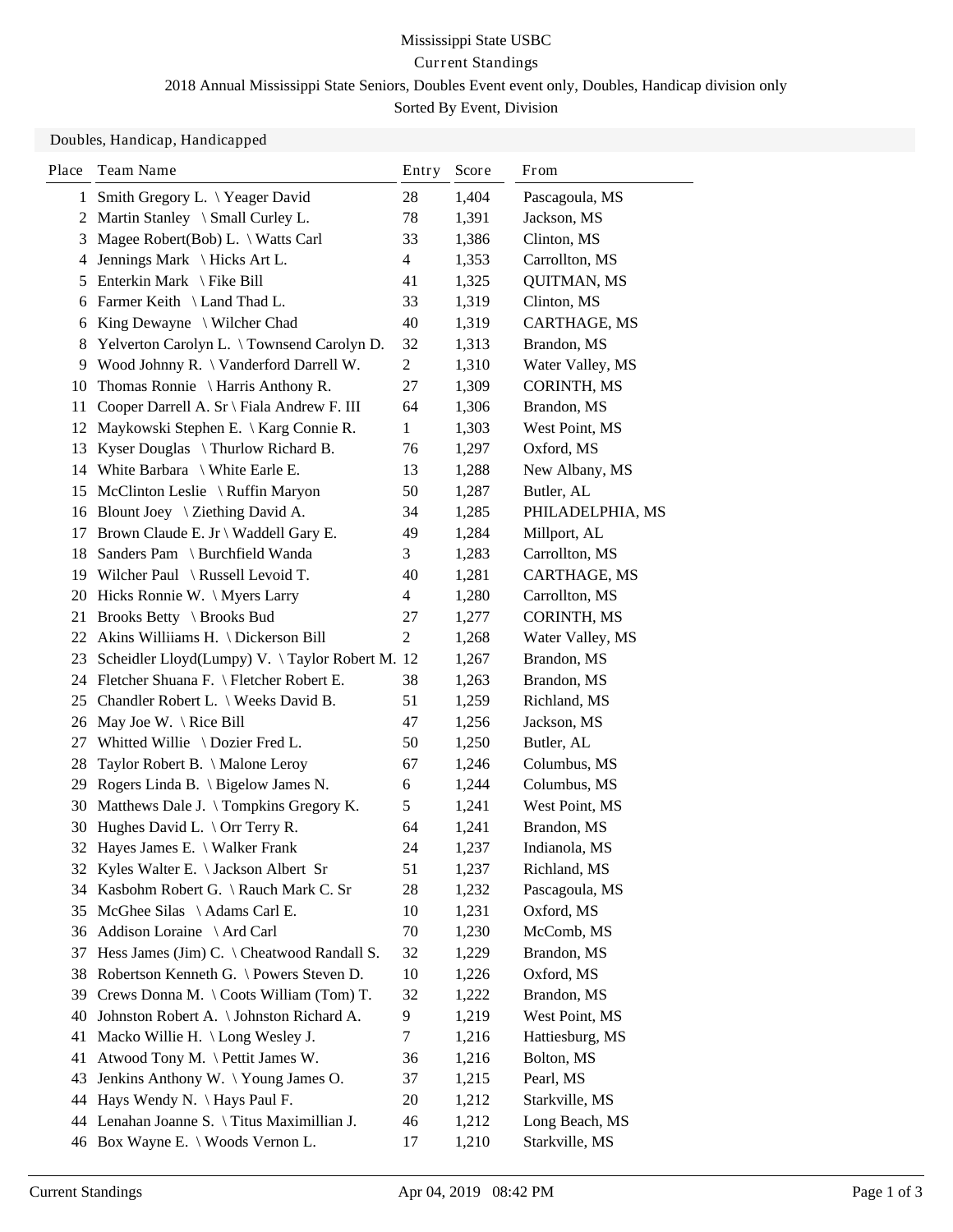Mississippi State USBC

Current Standings

2018 Annual Mississippi State Seniors, Doubles Event event only, Doubles, Handicap division only

Sorted By Event, Division

Doubles, Handicap, Handicapped

| Place | Team Name | Entry | Score | From |
|---|---|---|---|---|
| 1 | Smith Gregory L. \ Yeager David | 28 | 1,404 | Pascagoula, MS |
| 2 | Martin Stanley \ Small Curley L. | 78 | 1,391 | Jackson, MS |
| 3 | Magee Robert(Bob) L. \ Watts Carl | 33 | 1,386 | Clinton, MS |
| 4 | Jennings Mark \ Hicks Art L. | 4 | 1,353 | Carrollton, MS |
| 5 | Enterkin Mark \ Fike Bill | 41 | 1,325 | QUITMAN, MS |
| 6 | Farmer Keith \ Land Thad L. | 33 | 1,319 | Clinton, MS |
| 6 | King Dewayne \ Wilcher Chad | 40 | 1,319 | CARTHAGE, MS |
| 8 | Yelverton Carolyn L. \ Townsend Carolyn D. | 32 | 1,313 | Brandon, MS |
| 9 | Wood Johnny R. \ Vanderford Darrell W. | 2 | 1,310 | Water Valley, MS |
| 10 | Thomas Ronnie \ Harris Anthony R. | 27 | 1,309 | CORINTH, MS |
| 11 | Cooper Darrell A. Sr \ Fiala Andrew F. III | 64 | 1,306 | Brandon, MS |
| 12 | Maykowski Stephen E. \ Karg Connie R. | 1 | 1,303 | West Point, MS |
| 13 | Kyser Douglas \ Thurlow Richard B. | 76 | 1,297 | Oxford, MS |
| 14 | White Barbara \ White Earle E. | 13 | 1,288 | New Albany, MS |
| 15 | McClinton Leslie \ Ruffin Maryon | 50 | 1,287 | Butler, AL |
| 16 | Blount Joey \ Ziething David A. | 34 | 1,285 | PHILADELPHIA, MS |
| 17 | Brown Claude E. Jr \ Waddell Gary E. | 49 | 1,284 | Millport, AL |
| 18 | Sanders Pam \ Burchfield Wanda | 3 | 1,283 | Carrollton, MS |
| 19 | Wilcher Paul \ Russell Levoid T. | 40 | 1,281 | CARTHAGE, MS |
| 20 | Hicks Ronnie W. \ Myers Larry | 4 | 1,280 | Carrollton, MS |
| 21 | Brooks Betty \ Brooks Bud | 27 | 1,277 | CORINTH, MS |
| 22 | Akins Williiams H. \ Dickerson Bill | 2 | 1,268 | Water Valley, MS |
| 23 | Scheidler Lloyd(Lumpy) V. \ Taylor Robert M. | 12 | 1,267 | Brandon, MS |
| 24 | Fletcher Shuana F. \ Fletcher Robert E. | 38 | 1,263 | Brandon, MS |
| 25 | Chandler Robert L. \ Weeks David B. | 51 | 1,259 | Richland, MS |
| 26 | May Joe W. \ Rice Bill | 47 | 1,256 | Jackson, MS |
| 27 | Whitted Willie \ Dozier Fred L. | 50 | 1,250 | Butler, AL |
| 28 | Taylor Robert B. \ Malone Leroy | 67 | 1,246 | Columbus, MS |
| 29 | Rogers Linda B. \ Bigelow James N. | 6 | 1,244 | Columbus, MS |
| 30 | Matthews Dale J. \ Tompkins Gregory K. | 5 | 1,241 | West Point, MS |
| 30 | Hughes David L. \ Orr Terry R. | 64 | 1,241 | Brandon, MS |
| 32 | Hayes James E. \ Walker Frank | 24 | 1,237 | Indianola, MS |
| 32 | Kyles Walter E. \ Jackson Albert Sr | 51 | 1,237 | Richland, MS |
| 34 | Kasbohm Robert G. \ Rauch Mark C. Sr | 28 | 1,232 | Pascagoula, MS |
| 35 | McGhee Silas \ Adams Carl E. | 10 | 1,231 | Oxford, MS |
| 36 | Addison Loraine \ Ard Carl | 70 | 1,230 | McComb, MS |
| 37 | Hess James (Jim) C. \ Cheatwood Randall S. | 32 | 1,229 | Brandon, MS |
| 38 | Robertson Kenneth G. \ Powers Steven D. | 10 | 1,226 | Oxford, MS |
| 39 | Crews Donna M. \ Coots William (Tom) T. | 32 | 1,222 | Brandon, MS |
| 40 | Johnston Robert A. \ Johnston Richard A. | 9 | 1,219 | West Point, MS |
| 41 | Macko Willie H. \ Long Wesley J. | 7 | 1,216 | Hattiesburg, MS |
| 41 | Atwood Tony M. \ Pettit James W. | 36 | 1,216 | Bolton, MS |
| 43 | Jenkins Anthony W. \ Young James O. | 37 | 1,215 | Pearl, MS |
| 44 | Hays Wendy N. \ Hays Paul F. | 20 | 1,212 | Starkville, MS |
| 44 | Lenahan Joanne S. \ Titus Maximillian J. | 46 | 1,212 | Long Beach, MS |
| 46 | Box Wayne E. \ Woods Vernon L. | 17 | 1,210 | Starkville, MS |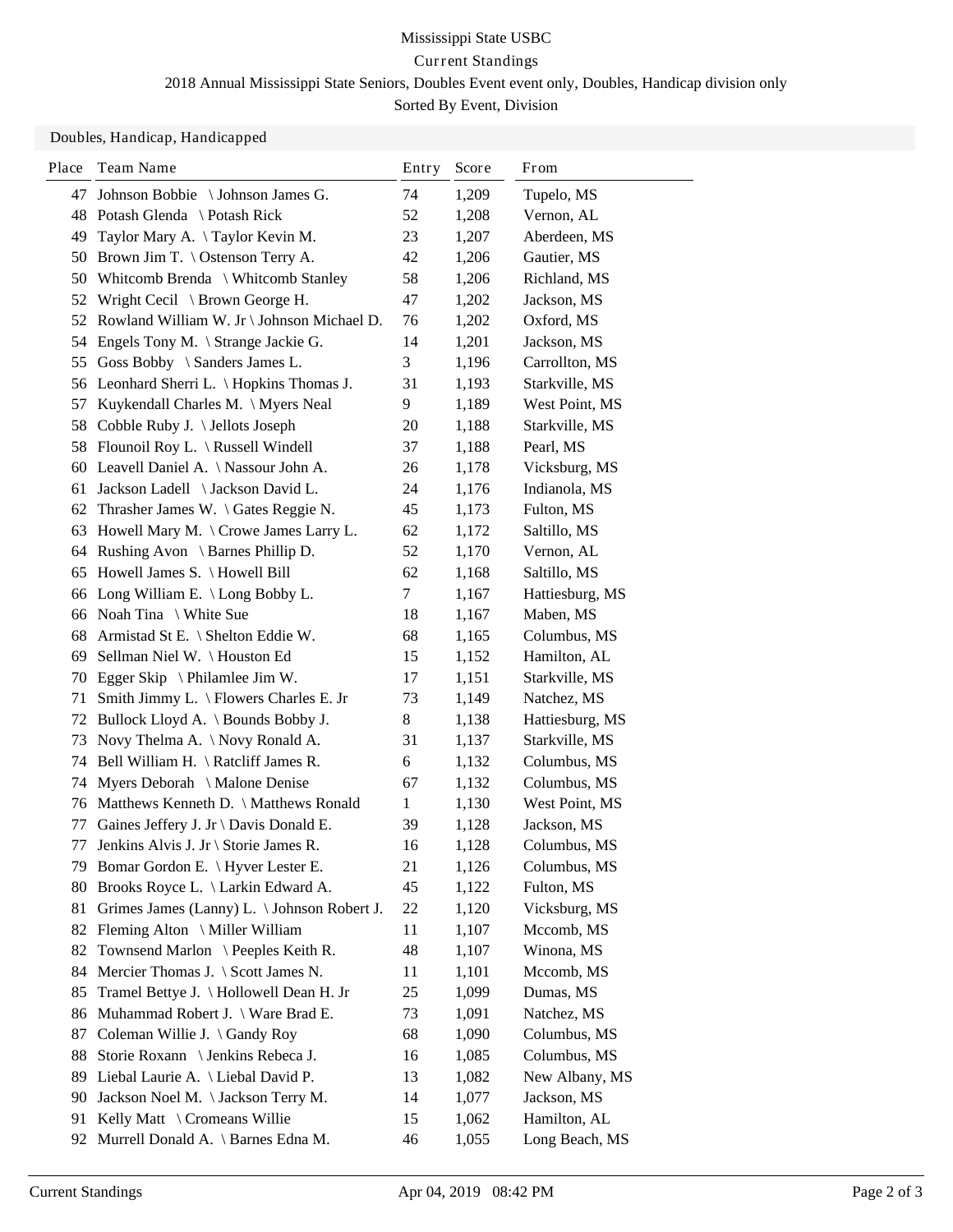Mississippi State USBC

Current Standings

2018 Annual Mississippi State Seniors, Doubles Event event only, Doubles, Handicap division only

Sorted By Event, Division

Doubles, Handicap, Handicapped

| Place | Team Name | Entry | Score | From |
|---|---|---|---|---|
| 47 | Johnson Bobbie \ Johnson James G. | 74 | 1,209 | Tupelo, MS |
| 48 | Potash Glenda \ Potash Rick | 52 | 1,208 | Vernon, AL |
| 49 | Taylor Mary A. \ Taylor Kevin M. | 23 | 1,207 | Aberdeen, MS |
| 50 | Brown Jim T. \ Ostenson Terry A. | 42 | 1,206 | Gautier, MS |
| 50 | Whitcomb Brenda \ Whitcomb Stanley | 58 | 1,206 | Richland, MS |
| 52 | Wright Cecil \ Brown George H. | 47 | 1,202 | Jackson, MS |
| 52 | Rowland William W. Jr \ Johnson Michael D. | 76 | 1,202 | Oxford, MS |
| 54 | Engels Tony M. \ Strange Jackie G. | 14 | 1,201 | Jackson, MS |
| 55 | Goss Bobby \ Sanders James L. | 3 | 1,196 | Carrollton, MS |
| 56 | Leonhard Sherri L. \ Hopkins Thomas J. | 31 | 1,193 | Starkville, MS |
| 57 | Kuykendall Charles M. \ Myers Neal | 9 | 1,189 | West Point, MS |
| 58 | Cobble Ruby J. \ Jellots Joseph | 20 | 1,188 | Starkville, MS |
| 58 | Flounoil Roy L. \ Russell Windell | 37 | 1,188 | Pearl, MS |
| 60 | Leavell Daniel A. \ Nassour John A. | 26 | 1,178 | Vicksburg, MS |
| 61 | Jackson Ladell \ Jackson David L. | 24 | 1,176 | Indianola, MS |
| 62 | Thrasher James W. \ Gates Reggie N. | 45 | 1,173 | Fulton, MS |
| 63 | Howell Mary M. \ Crowe James Larry L. | 62 | 1,172 | Saltillo, MS |
| 64 | Rushing Avon \ Barnes Phillip D. | 52 | 1,170 | Vernon, AL |
| 65 | Howell James S. \ Howell Bill | 62 | 1,168 | Saltillo, MS |
| 66 | Long William E. \ Long Bobby L. | 7 | 1,167 | Hattiesburg, MS |
| 66 | Noah Tina \ White Sue | 18 | 1,167 | Maben, MS |
| 68 | Armistad St E. \ Shelton Eddie W. | 68 | 1,165 | Columbus, MS |
| 69 | Sellman Niel W. \ Houston Ed | 15 | 1,152 | Hamilton, AL |
| 70 | Egger Skip \ Philamlee Jim W. | 17 | 1,151 | Starkville, MS |
| 71 | Smith Jimmy L. \ Flowers Charles E. Jr | 73 | 1,149 | Natchez, MS |
| 72 | Bullock Lloyd A. \ Bounds Bobby J. | 8 | 1,138 | Hattiesburg, MS |
| 73 | Novy Thelma A. \ Novy Ronald A. | 31 | 1,137 | Starkville, MS |
| 74 | Bell William H. \ Ratcliff James R. | 6 | 1,132 | Columbus, MS |
| 74 | Myers Deborah \ Malone Denise | 67 | 1,132 | Columbus, MS |
| 76 | Matthews Kenneth D. \ Matthews Ronald | 1 | 1,130 | West Point, MS |
| 77 | Gaines Jeffery J. Jr \ Davis Donald E. | 39 | 1,128 | Jackson, MS |
| 77 | Jenkins Alvis J. Jr \ Storie James R. | 16 | 1,128 | Columbus, MS |
| 79 | Bomar Gordon E. \ Hyver Lester E. | 21 | 1,126 | Columbus, MS |
| 80 | Brooks Royce L. \ Larkin Edward A. | 45 | 1,122 | Fulton, MS |
| 81 | Grimes James (Lanny) L. \ Johnson Robert J. | 22 | 1,120 | Vicksburg, MS |
| 82 | Fleming Alton \ Miller William | 11 | 1,107 | Mccomb, MS |
| 82 | Townsend Marlon \ Peeples Keith R. | 48 | 1,107 | Winona, MS |
| 84 | Mercier Thomas J. \ Scott James N. | 11 | 1,101 | Mccomb, MS |
| 85 | Tramel Bettye J. \ Hollowell Dean H. Jr | 25 | 1,099 | Dumas, MS |
| 86 | Muhammad Robert J. \ Ware Brad E. | 73 | 1,091 | Natchez, MS |
| 87 | Coleman Willie J. \ Gandy Roy | 68 | 1,090 | Columbus, MS |
| 88 | Storie Roxann \ Jenkins Rebeca J. | 16 | 1,085 | Columbus, MS |
| 89 | Liebal Laurie A. \ Liebal David P. | 13 | 1,082 | New Albany, MS |
| 90 | Jackson Noel M. \ Jackson Terry M. | 14 | 1,077 | Jackson, MS |
| 91 | Kelly Matt \ Cromeans Willie | 15 | 1,062 | Hamilton, AL |
| 92 | Murrell Donald A. \ Barnes Edna M. | 46 | 1,055 | Long Beach, MS |

Current Standings Apr 04, 2019 08:42 PM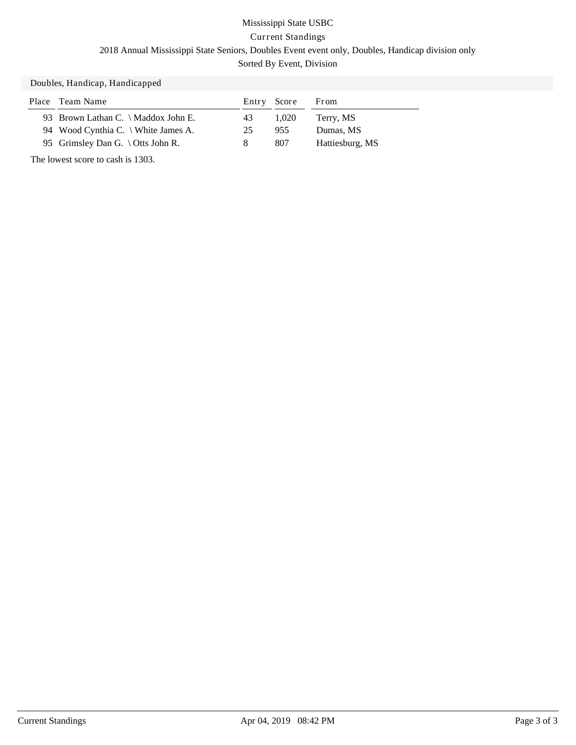Mississippi State USBC

Current Standings

2018 Annual Mississippi State Seniors, Doubles Event event only, Doubles, Handicap division only

Sorted By Event, Division

## Doubles, Handicap, Handicapped

| Place | Team Name | Entry | Score | From |
|---|---|---|---|---|
| 93 | Brown Lathan C. \ Maddox John E. | 43 | 1,020 | Terry, MS |
| 94 | Wood Cynthia C. \ White James A. | 25 | 955 | Dumas, MS |
| 95 | Grimsley Dan G. \ Otts John R. | 8 | 807 | Hattiesburg, MS |

The lowest score to cash is 1303.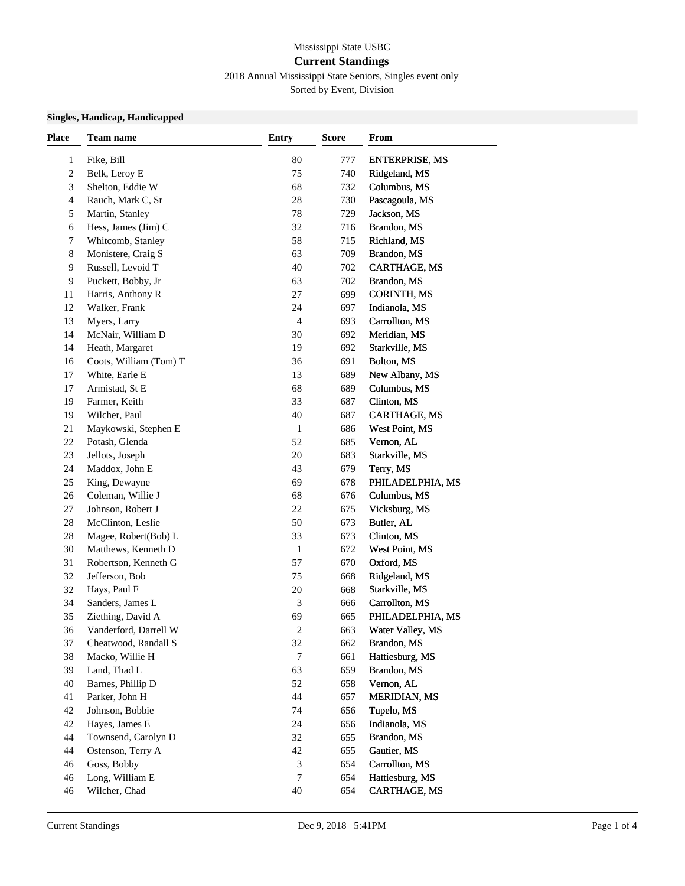Mississippi State USBC

# Current Standings

2018 Annual Mississippi State Seniors, Singles event only

Sorted by Event, Division

**Singles, Handicap, Handicapped**

| Place | Team name | Entry | Score | From |
|---|---|---|---|---|
| 1 | Fike, Bill | 80 | 777 | ENTERPRISE, MS |
| 2 | Belk, Leroy E | 75 | 740 | Ridgeland, MS |
| 3 | Shelton, Eddie W | 68 | 732 | Columbus, MS |
| 4 | Rauch, Mark C, Sr | 28 | 730 | Pascagoula, MS |
| 5 | Martin, Stanley | 78 | 729 | Jackson, MS |
| 6 | Hess, James (Jim) C | 32 | 716 | Brandon, MS |
| 7 | Whitcomb, Stanley | 58 | 715 | Richland, MS |
| 8 | Monistere, Craig S | 63 | 709 | Brandon, MS |
| 9 | Russell, Levoid T | 40 | 702 | CARTHAGE, MS |
| 9 | Puckett, Bobby, Jr | 63 | 702 | Brandon, MS |
| 11 | Harris, Anthony R | 27 | 699 | CORINTH, MS |
| 12 | Walker, Frank | 24 | 697 | Indianola, MS |
| 13 | Myers, Larry | 4 | 693 | Carrollton, MS |
| 14 | McNair, William D | 30 | 692 | Meridian, MS |
| 14 | Heath, Margaret | 19 | 692 | Starkville, MS |
| 16 | Coots, William (Tom) T | 36 | 691 | Bolton, MS |
| 17 | White, Earle E | 13 | 689 | New Albany, MS |
| 17 | Armistad, St E | 68 | 689 | Columbus, MS |
| 19 | Farmer, Keith | 33 | 687 | Clinton, MS |
| 19 | Wilcher, Paul | 40 | 687 | CARTHAGE, MS |
| 21 | Maykowski, Stephen E | 1 | 686 | West Point, MS |
| 22 | Potash, Glenda | 52 | 685 | Vernon, AL |
| 23 | Jellots, Joseph | 20 | 683 | Starkville, MS |
| 24 | Maddox, John E | 43 | 679 | Terry, MS |
| 25 | King, Dewayne | 69 | 678 | PHILADELPHIA, MS |
| 26 | Coleman, Willie J | 68 | 676 | Columbus, MS |
| 27 | Johnson, Robert J | 22 | 675 | Vicksburg, MS |
| 28 | McClinton, Leslie | 50 | 673 | Butler, AL |
| 28 | Magee, Robert(Bob) L | 33 | 673 | Clinton, MS |
| 30 | Matthews, Kenneth D | 1 | 672 | West Point, MS |
| 31 | Robertson, Kenneth G | 57 | 670 | Oxford, MS |
| 32 | Jefferson, Bob | 75 | 668 | Ridgeland, MS |
| 32 | Hays, Paul F | 20 | 668 | Starkville, MS |
| 34 | Sanders, James L | 3 | 666 | Carrollton, MS |
| 35 | Ziething, David A | 69 | 665 | PHILADELPHIA, MS |
| 36 | Vanderford, Darrell W | 2 | 663 | Water Valley, MS |
| 37 | Cheatwood, Randall S | 32 | 662 | Brandon, MS |
| 38 | Macko, Willie H | 7 | 661 | Hattiesburg, MS |
| 39 | Land, Thad L | 63 | 659 | Brandon, MS |
| 40 | Barnes, Phillip D | 52 | 658 | Vernon, AL |
| 41 | Parker, John H | 44 | 657 | MERIDIAN, MS |
| 42 | Johnson, Bobbie | 74 | 656 | Tupelo, MS |
| 42 | Hayes, James E | 24 | 656 | Indianola, MS |
| 44 | Townsend, Carolyn D | 32 | 655 | Brandon, MS |
| 44 | Ostenson, Terry A | 42 | 655 | Gautier, MS |
| 46 | Goss, Bobby | 3 | 654 | Carrollton, MS |
| 46 | Long, William E | 7 | 654 | Hattiesburg, MS |
| 46 | Wilcher, Chad | 40 | 654 | CARTHAGE, MS |

Current Standings Dec 9, 2018 5:41PM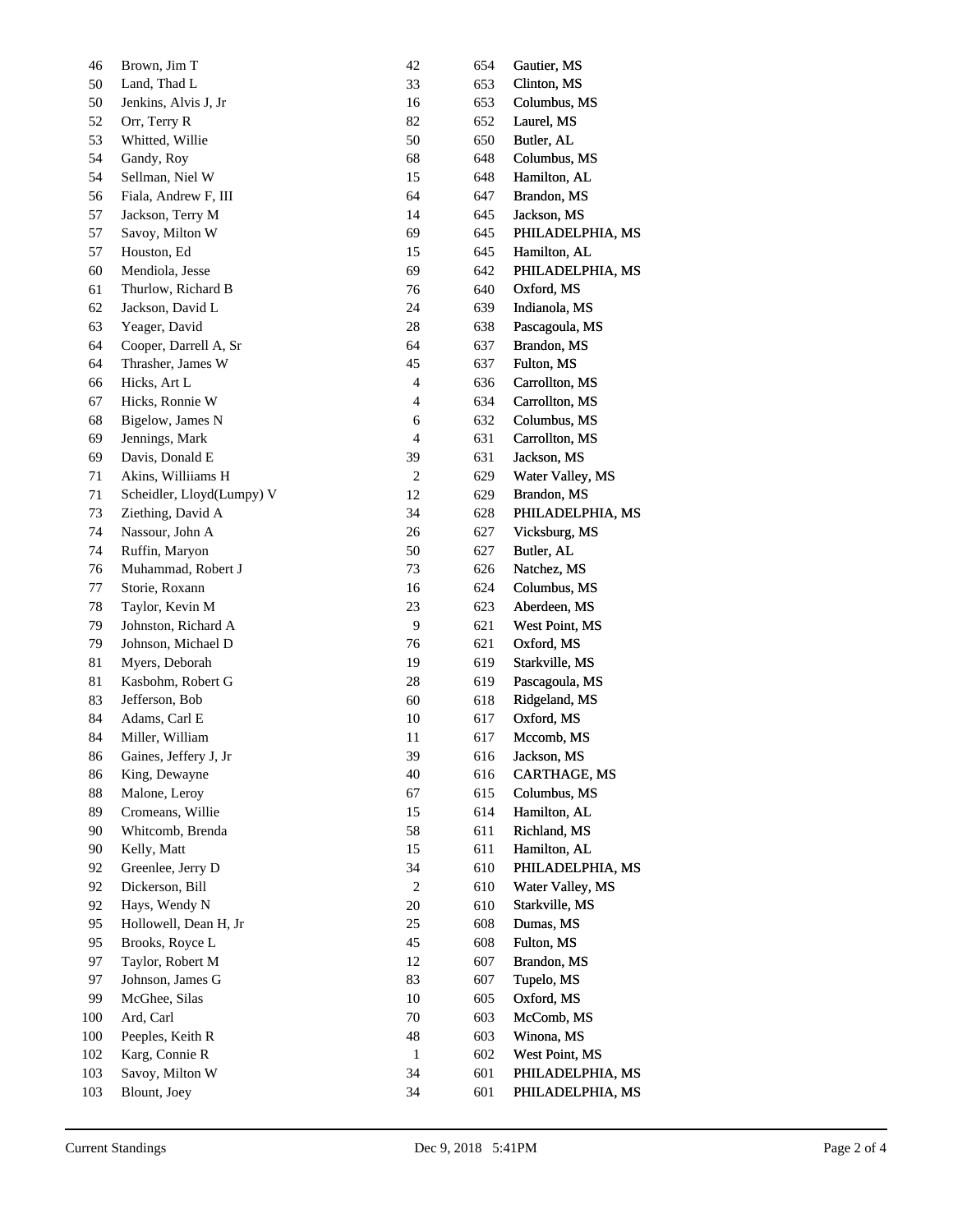| | | | | |
|---|---|---|---|---|
| 46 | Brown, Jim T | 42 | 654 | Gautier, MS |
| 50 | Land, Thad L | 33 | 653 | Clinton, MS |
| 50 | Jenkins, Alvis J, Jr | 16 | 653 | Columbus, MS |
| 52 | Orr, Terry R | 82 | 652 | Laurel, MS |
| 53 | Whitted, Willie | 50 | 650 | Butler, AL |
| 54 | Gandy, Roy | 68 | 648 | Columbus, MS |
| 54 | Sellman, Niel W | 15 | 648 | Hamilton, AL |
| 56 | Fiala, Andrew F, III | 64 | 647 | Brandon, MS |
| 57 | Jackson, Terry M | 14 | 645 | Jackson, MS |
| 57 | Savoy, Milton W | 69 | 645 | PHILADELPHIA, MS |
| 57 | Houston, Ed | 15 | 645 | Hamilton, AL |
| 60 | Mendiola, Jesse | 69 | 642 | PHILADELPHIA, MS |
| 61 | Thurlow, Richard B | 76 | 640 | Oxford, MS |
| 62 | Jackson, David L | 24 | 639 | Indianola, MS |
| 63 | Yeager, David | 28 | 638 | Pascagoula, MS |
| 64 | Cooper, Darrell A, Sr | 64 | 637 | Brandon, MS |
| 64 | Thrasher, James W | 45 | 637 | Fulton, MS |
| 66 | Hicks, Art L | 4 | 636 | Carrollton, MS |
| 67 | Hicks, Ronnie W | 4 | 634 | Carrollton, MS |
| 68 | Bigelow, James N | 6 | 632 | Columbus, MS |
| 69 | Jennings, Mark | 4 | 631 | Carrollton, MS |
| 69 | Davis, Donald E | 39 | 631 | Jackson, MS |
| 71 | Akins, Williiams H | 2 | 629 | Water Valley, MS |
| 71 | Scheidler, Lloyd(Lumpy) V | 12 | 629 | Brandon, MS |
| 73 | Ziething, David A | 34 | 628 | PHILADELPHIA, MS |
| 74 | Nassour, John A | 26 | 627 | Vicksburg, MS |
| 74 | Ruffin, Maryon | 50 | 627 | Butler, AL |
| 76 | Muhammad, Robert J | 73 | 626 | Natchez, MS |
| 77 | Storie, Roxann | 16 | 624 | Columbus, MS |
| 78 | Taylor, Kevin M | 23 | 623 | Aberdeen, MS |
| 79 | Johnston, Richard A | 9 | 621 | West Point, MS |
| 79 | Johnson, Michael D | 76 | 621 | Oxford, MS |
| 81 | Myers, Deborah | 19 | 619 | Starkville, MS |
| 81 | Kasbohm, Robert G | 28 | 619 | Pascagoula, MS |
| 83 | Jefferson, Bob | 60 | 618 | Ridgeland, MS |
| 84 | Adams, Carl E | 10 | 617 | Oxford, MS |
| 84 | Miller, William | 11 | 617 | Mccomb, MS |
| 86 | Gaines, Jeffery J, Jr | 39 | 616 | Jackson, MS |
| 86 | King, Dewayne | 40 | 616 | CARTHAGE, MS |
| 88 | Malone, Leroy | 67 | 615 | Columbus, MS |
| 89 | Cromeans, Willie | 15 | 614 | Hamilton, AL |
| 90 | Whitcomb, Brenda | 58 | 611 | Richland, MS |
| 90 | Kelly, Matt | 15 | 611 | Hamilton, AL |
| 92 | Greenlee, Jerry D | 34 | 610 | PHILADELPHIA, MS |
| 92 | Dickerson, Bill | 2 | 610 | Water Valley, MS |
| 92 | Hays, Wendy N | 20 | 610 | Starkville, MS |
| 95 | Hollowell, Dean H, Jr | 25 | 608 | Dumas, MS |
| 95 | Brooks, Royce L | 45 | 608 | Fulton, MS |
| 97 | Taylor, Robert M | 12 | 607 | Brandon, MS |
| 97 | Johnson, James G | 83 | 607 | Tupelo, MS |
| 99 | McGhee, Silas | 10 | 605 | Oxford, MS |
| 100 | Ard, Carl | 70 | 603 | McComb, MS |
| 100 | Peeples, Keith R | 48 | 603 | Winona, MS |
| 102 | Karg, Connie R | 1 | 602 | West Point, MS |
| 103 | Savoy, Milton W | 34 | 601 | PHILADELPHIA, MS |
| 103 | Blount, Joey | 34 | 601 | PHILADELPHIA, MS |

Current Standings Dec 9, 2018 5:41PM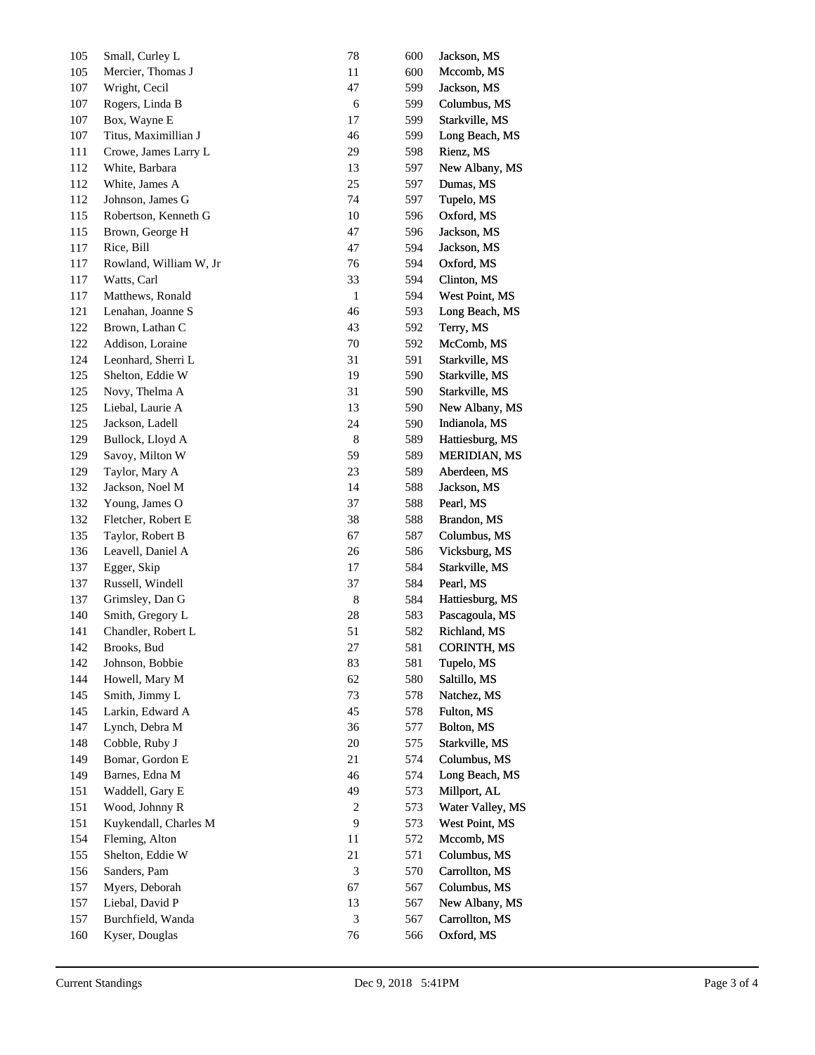| | | | | |
|---|---|---|---|---|
| 105 | Small, Curley L | 78 | 600 | Jackson, MS |
| 105 | Mercier, Thomas J | 11 | 600 | Mccomb, MS |
| 107 | Wright, Cecil | 47 | 599 | Jackson, MS |
| 107 | Rogers, Linda B | 6 | 599 | Columbus, MS |
| 107 | Box, Wayne E | 17 | 599 | Starkville, MS |
| 107 | Titus, Maximillian J | 46 | 599 | Long Beach, MS |
| 111 | Crowe, James Larry L | 29 | 598 | Rienz, MS |
| 112 | White, Barbara | 13 | 597 | New Albany, MS |
| 112 | White, James A | 25 | 597 | Dumas, MS |
| 112 | Johnson, James G | 74 | 597 | Tupelo, MS |
| 115 | Robertson, Kenneth G | 10 | 596 | Oxford, MS |
| 115 | Brown, George H | 47 | 596 | Jackson, MS |
| 117 | Rice, Bill | 47 | 594 | Jackson, MS |
| 117 | Rowland, William W, Jr | 76 | 594 | Oxford, MS |
| 117 | Watts, Carl | 33 | 594 | Clinton, MS |
| 117 | Matthews, Ronald | 1 | 594 | West Point, MS |
| 121 | Lenahan, Joanne S | 46 | 593 | Long Beach, MS |
| 122 | Brown, Lathan C | 43 | 592 | Terry, MS |
| 122 | Addison, Loraine | 70 | 592 | McComb, MS |
| 124 | Leonhard, Sherri L | 31 | 591 | Starkville, MS |
| 125 | Shelton, Eddie W | 19 | 590 | Starkville, MS |
| 125 | Novy, Thelma A | 31 | 590 | Starkville, MS |
| 125 | Liebal, Laurie A | 13 | 590 | New Albany, MS |
| 125 | Jackson, Ladell | 24 | 590 | Indianola, MS |
| 129 | Bullock, Lloyd A | 8 | 589 | Hattiesburg, MS |
| 129 | Savoy, Milton W | 59 | 589 | MERIDIAN, MS |
| 129 | Taylor, Mary A | 23 | 589 | Aberdeen, MS |
| 132 | Jackson, Noel M | 14 | 588 | Jackson, MS |
| 132 | Young, James O | 37 | 588 | Pearl, MS |
| 132 | Fletcher, Robert E | 38 | 588 | Brandon, MS |
| 135 | Taylor, Robert B | 67 | 587 | Columbus, MS |
| 136 | Leavell, Daniel A | 26 | 586 | Vicksburg, MS |
| 137 | Egger, Skip | 17 | 584 | Starkville, MS |
| 137 | Russell, Windell | 37 | 584 | Pearl, MS |
| 137 | Grimsley, Dan G | 8 | 584 | Hattiesburg, MS |
| 140 | Smith, Gregory L | 28 | 583 | Pascagoula, MS |
| 141 | Chandler, Robert L | 51 | 582 | Richland, MS |
| 142 | Brooks, Bud | 27 | 581 | CORINTH, MS |
| 142 | Johnson, Bobbie | 83 | 581 | Tupelo, MS |
| 144 | Howell, Mary M | 62 | 580 | Saltillo, MS |
| 145 | Smith, Jimmy L | 73 | 578 | Natchez, MS |
| 145 | Larkin, Edward A | 45 | 578 | Fulton, MS |
| 147 | Lynch, Debra M | 36 | 577 | Bolton, MS |
| 148 | Cobble, Ruby J | 20 | 575 | Starkville, MS |
| 149 | Bomar, Gordon E | 21 | 574 | Columbus, MS |
| 149 | Barnes, Edna M | 46 | 574 | Long Beach, MS |
| 151 | Waddell, Gary E | 49 | 573 | Millport, AL |
| 151 | Wood, Johnny R | 2 | 573 | Water Valley, MS |
| 151 | Kuykendall, Charles M | 9 | 573 | West Point, MS |
| 154 | Fleming, Alton | 11 | 572 | Mccomb, MS |
| 155 | Shelton, Eddie W | 21 | 571 | Columbus, MS |
| 156 | Sanders, Pam | 3 | 570 | Carrollton, MS |
| 157 | Myers, Deborah | 67 | 567 | Columbus, MS |
| 157 | Liebal, David P | 13 | 567 | New Albany, MS |
| 157 | Burchfield, Wanda | 3 | 567 | Carrollton, MS |
| 160 | Kyser, Douglas | 76 | 566 | Oxford, MS |

Current Standings Dec 9, 2018 5:41PM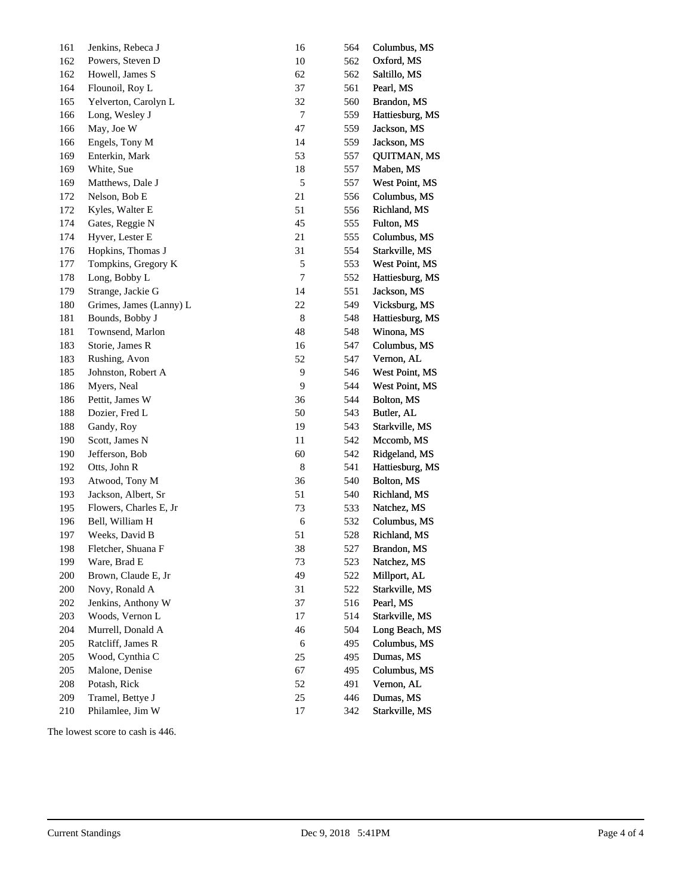| | | | | |
|---|---|---|---|---|
| 161 | Jenkins, Rebeca J | 16 | 564 | Columbus, MS |
| 162 | Powers, Steven D | 10 | 562 | Oxford, MS |
| 162 | Howell, James S | 62 | 562 | Saltillo, MS |
| 164 | Flounoil, Roy L | 37 | 561 | Pearl, MS |
| 165 | Yelverton, Carolyn L | 32 | 560 | Brandon, MS |
| 166 | Long, Wesley J | 7 | 559 | Hattiesburg, MS |
| 166 | May, Joe W | 47 | 559 | Jackson, MS |
| 166 | Engels, Tony M | 14 | 559 | Jackson, MS |
| 169 | Enterkin, Mark | 53 | 557 | QUITMAN, MS |
| 169 | White, Sue | 18 | 557 | Maben, MS |
| 169 | Matthews, Dale J | 5 | 557 | West Point, MS |
| 172 | Nelson, Bob E | 21 | 556 | Columbus, MS |
| 172 | Kyles, Walter E | 51 | 556 | Richland, MS |
| 174 | Gates, Reggie N | 45 | 555 | Fulton, MS |
| 174 | Hyver, Lester E | 21 | 555 | Columbus, MS |
| 176 | Hopkins, Thomas J | 31 | 554 | Starkville, MS |
| 177 | Tompkins, Gregory K | 5 | 553 | West Point, MS |
| 178 | Long, Bobby L | 7 | 552 | Hattiesburg, MS |
| 179 | Strange, Jackie G | 14 | 551 | Jackson, MS |
| 180 | Grimes, James (Lanny) L | 22 | 549 | Vicksburg, MS |
| 181 | Bounds, Bobby J | 8 | 548 | Hattiesburg, MS |
| 181 | Townsend, Marlon | 48 | 548 | Winona, MS |
| 183 | Storie, James R | 16 | 547 | Columbus, MS |
| 183 | Rushing, Avon | 52 | 547 | Vernon, AL |
| 185 | Johnston, Robert A | 9 | 546 | West Point, MS |
| 186 | Myers, Neal | 9 | 544 | West Point, MS |
| 186 | Pettit, James W | 36 | 544 | Bolton, MS |
| 188 | Dozier, Fred L | 50 | 543 | Butler, AL |
| 188 | Gandy, Roy | 19 | 543 | Starkville, MS |
| 190 | Scott, James N | 11 | 542 | Mccomb, MS |
| 190 | Jefferson, Bob | 60 | 542 | Ridgeland, MS |
| 192 | Otts, John R | 8 | 541 | Hattiesburg, MS |
| 193 | Atwood, Tony M | 36 | 540 | Bolton, MS |
| 193 | Jackson, Albert, Sr | 51 | 540 | Richland, MS |
| 195 | Flowers, Charles E, Jr | 73 | 533 | Natchez, MS |
| 196 | Bell, William H | 6 | 532 | Columbus, MS |
| 197 | Weeks, David B | 51 | 528 | Richland, MS |
| 198 | Fletcher, Shuana F | 38 | 527 | Brandon, MS |
| 199 | Ware, Brad E | 73 | 523 | Natchez, MS |
| 200 | Brown, Claude E, Jr | 49 | 522 | Millport, AL |
| 200 | Novy, Ronald A | 31 | 522 | Starkville, MS |
| 202 | Jenkins, Anthony W | 37 | 516 | Pearl, MS |
| 203 | Woods, Vernon L | 17 | 514 | Starkville, MS |
| 204 | Murrell, Donald A | 46 | 504 | Long Beach, MS |
| 205 | Ratcliff, James R | 6 | 495 | Columbus, MS |
| 205 | Wood, Cynthia C | 25 | 495 | Dumas, MS |
| 205 | Malone, Denise | 67 | 495 | Columbus, MS |
| 208 | Potash, Rick | 52 | 491 | Vernon, AL |
| 209 | Tramel, Bettye J | 25 | 446 | Dumas, MS |
| 210 | Philamlee, Jim W | 17 | 342 | Starkville, MS |

The lowest score to cash is 446.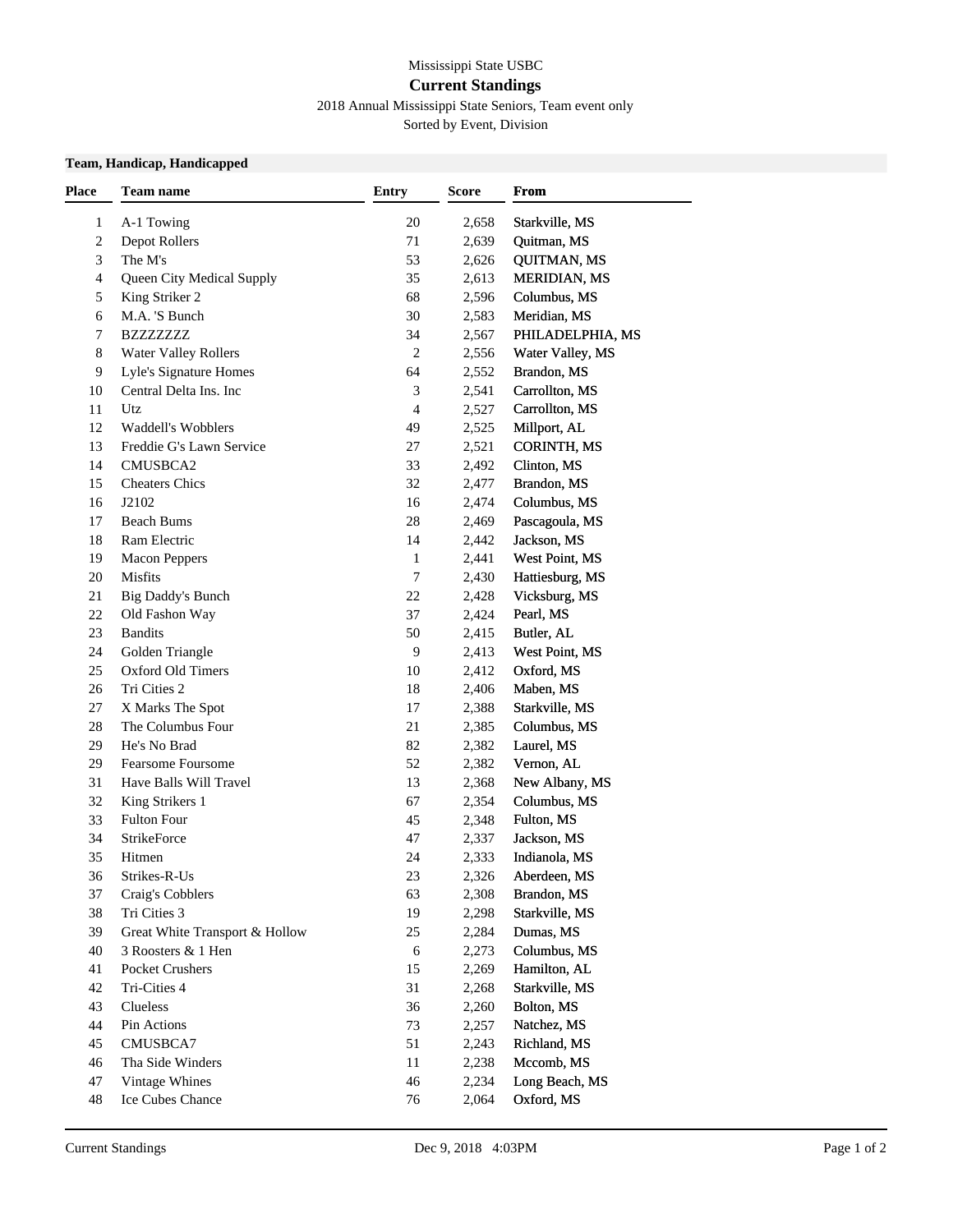Mississippi State USBC

# Current Standings

2018 Annual Mississippi State Seniors, Team event only

Sorted by Event, Division

### Team, Handicap, Handicapped

| Place | Team name | Entry | Score | From |
|---|---|---|---|---|
| 1 | A-1 Towing | 20 | 2,658 | Starkville, MS |
| 2 | Depot Rollers | 71 | 2,639 | Quitman, MS |
| 3 | The M's | 53 | 2,626 | QUITMAN, MS |
| 4 | Queen City Medical Supply | 35 | 2,613 | MERIDIAN, MS |
| 5 | King Striker 2 | 68 | 2,596 | Columbus, MS |
| 6 | M.A. 'S Bunch | 30 | 2,583 | Meridian, MS |
| 7 | BZZZZZZZ | 34 | 2,567 | PHILADELPHIA, MS |
| 8 | Water Valley Rollers | 2 | 2,556 | Water Valley, MS |
| 9 | Lyle's Signature Homes | 64 | 2,552 | Brandon, MS |
| 10 | Central Delta Ins. Inc | 3 | 2,541 | Carrollton, MS |
| 11 | Utz | 4 | 2,527 | Carrollton, MS |
| 12 | Waddell's Wobblers | 49 | 2,525 | Millport, AL |
| 13 | Freddie G's Lawn Service | 27 | 2,521 | CORINTH, MS |
| 14 | CMUSBCA2 | 33 | 2,492 | Clinton, MS |
| 15 | Cheaters Chics | 32 | 2,477 | Brandon, MS |
| 16 | J2102 | 16 | 2,474 | Columbus, MS |
| 17 | Beach Bums | 28 | 2,469 | Pascagoula, MS |
| 18 | Ram Electric | 14 | 2,442 | Jackson, MS |
| 19 | Macon Peppers | 1 | 2,441 | West Point, MS |
| 20 | Misfits | 7 | 2,430 | Hattiesburg, MS |
| 21 | Big Daddy's Bunch | 22 | 2,428 | Vicksburg, MS |
| 22 | Old Fashon Way | 37 | 2,424 | Pearl, MS |
| 23 | Bandits | 50 | 2,415 | Butler, AL |
| 24 | Golden Triangle | 9 | 2,413 | West Point, MS |
| 25 | Oxford Old Timers | 10 | 2,412 | Oxford, MS |
| 26 | Tri Cities 2 | 18 | 2,406 | Maben, MS |
| 27 | X Marks The Spot | 17 | 2,388 | Starkville, MS |
| 28 | The Columbus Four | 21 | 2,385 | Columbus, MS |
| 29 | He's No Brad | 82 | 2,382 | Laurel, MS |
| 29 | Fearsome Foursome | 52 | 2,382 | Vernon, AL |
| 31 | Have Balls Will Travel | 13 | 2,368 | New Albany, MS |
| 32 | King Strikers 1 | 67 | 2,354 | Columbus, MS |
| 33 | Fulton Four | 45 | 2,348 | Fulton, MS |
| 34 | StrikeForce | 47 | 2,337 | Jackson, MS |
| 35 | Hitmen | 24 | 2,333 | Indianola, MS |
| 36 | Strikes-R-Us | 23 | 2,326 | Aberdeen, MS |
| 37 | Craig's Cobblers | 63 | 2,308 | Brandon, MS |
| 38 | Tri Cities 3 | 19 | 2,298 | Starkville, MS |
| 39 | Great White Transport & Hollow | 25 | 2,284 | Dumas, MS |
| 40 | 3 Roosters & 1 Hen | 6 | 2,273 | Columbus, MS |
| 41 | Pocket Crushers | 15 | 2,269 | Hamilton, AL |
| 42 | Tri-Cities 4 | 31 | 2,268 | Starkville, MS |
| 43 | Clueless | 36 | 2,260 | Bolton, MS |
| 44 | Pin Actions | 73 | 2,257 | Natchez, MS |
| 45 | CMUSBCA7 | 51 | 2,243 | Richland, MS |
| 46 | Tha Side Winders | 11 | 2,238 | Mccomb, MS |
| 47 | Vintage Whines | 46 | 2,234 | Long Beach, MS |
| 48 | Ice Cubes Chance | 76 | 2,064 | Oxford, MS |

Current Standings Dec 9, 2018 4:03PM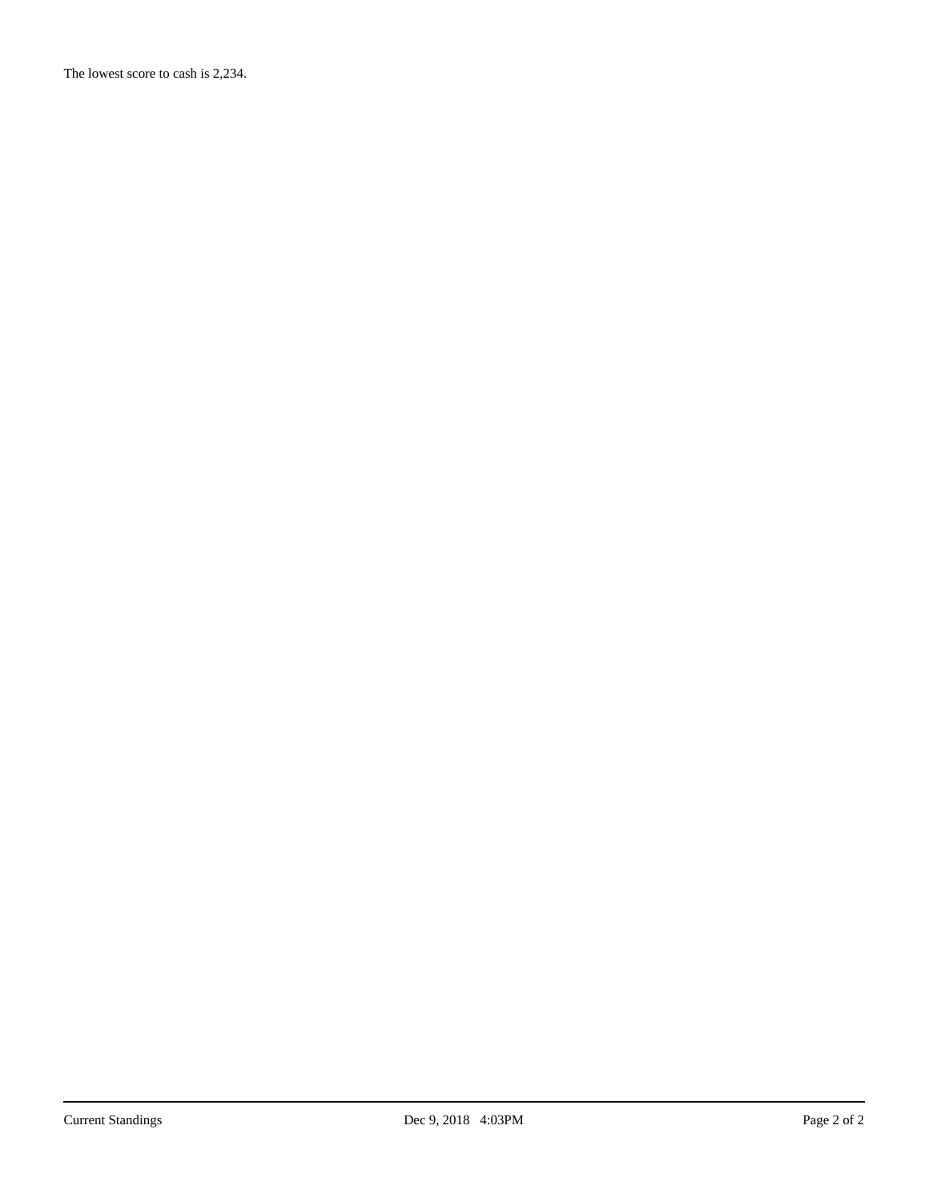The lowest score to cash is 2,234.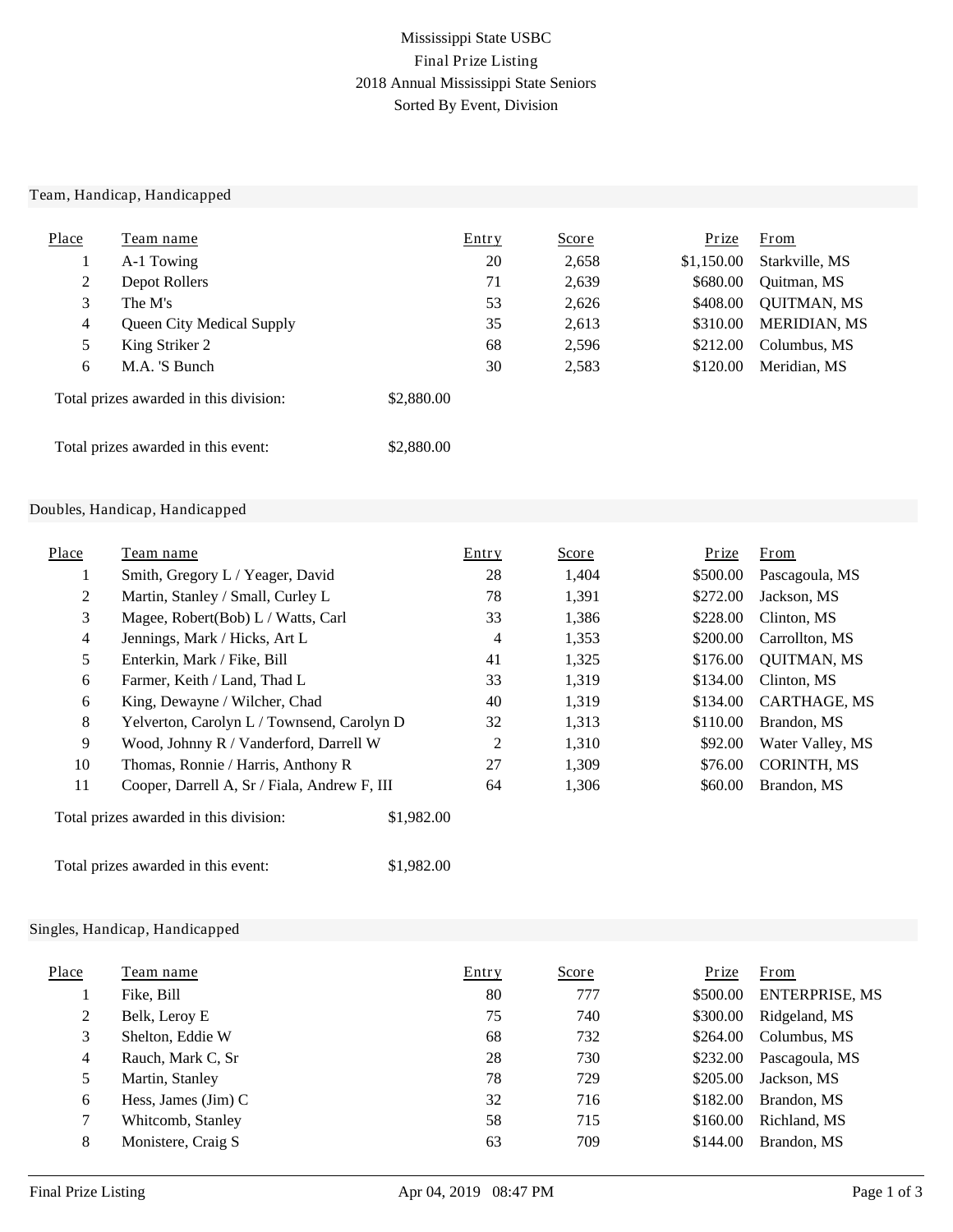# Mississippi State USBC
## Final Prize Listing
## 2018 Annual Mississippi State Seniors
## Sorted By Event, Division

### Team, Handicap, Handicapped

| Place | Team name | Entry | Score | Prize | From |
|---|---|---|---|---|---|
| 1 | A-1 Towing | 20 | 2,658 | $1,150.00 | Starkville, MS |
| 2 | Depot Rollers | 71 | 2,639 | $680.00 | Quitman, MS |
| 3 | The M's | 53 | 2,626 | $408.00 | QUITMAN, MS |
| 4 | Queen City Medical Supply | 35 | 2,613 | $310.00 | MERIDIAN, MS |
| 5 | King Striker 2 | 68 | 2,596 | $212.00 | Columbus, MS |
| 6 | M.A. 'S Bunch | 30 | 2,583 | $120.00 | Meridian, MS |

Total prizes awarded in this division: $2,880.00

Total prizes awarded in this event: $2,880.00

### Doubles, Handicap, Handicapped

| Place | Team name | Entry | Score | Prize | From |
|---|---|---|---|---|---|
| 1 | Smith, Gregory L / Yeager, David | 28 | 1,404 | $500.00 | Pascagoula, MS |
| 2 | Martin, Stanley / Small, Curley L | 78 | 1,391 | $272.00 | Jackson, MS |
| 3 | Magee, Robert(Bob) L / Watts, Carl | 33 | 1,386 | $228.00 | Clinton, MS |
| 4 | Jennings, Mark / Hicks, Art L | 4 | 1,353 | $200.00 | Carrollton, MS |
| 5 | Enterkin, Mark / Fike, Bill | 41 | 1,325 | $176.00 | QUITMAN, MS |
| 6 | Farmer, Keith / Land, Thad L | 33 | 1,319 | $134.00 | Clinton, MS |
| 6 | King, Dewayne / Wilcher, Chad | 40 | 1,319 | $134.00 | CARTHAGE, MS |
| 8 | Yelverton, Carolyn L / Townsend, Carolyn D | 32 | 1,313 | $110.00 | Brandon, MS |
| 9 | Wood, Johnny R / Vanderford, Darrell W | 2 | 1,310 | $92.00 | Water Valley, MS |
| 10 | Thomas, Ronnie / Harris, Anthony R | 27 | 1,309 | $76.00 | CORINTH, MS |
| 11 | Cooper, Darrell A, Sr / Fiala, Andrew F, III | 64 | 1,306 | $60.00 | Brandon, MS |

Total prizes awarded in this division: $1,982.00

Total prizes awarded in this event: $1,982.00

### Singles, Handicap, Handicapped

| Place | Team name | Entry | Score | Prize | From |
|---|---|---|---|---|---|
| 1 | Fike, Bill | 80 | 777 | $500.00 | ENTERPRISE, MS |
| 2 | Belk, Leroy E | 75 | 740 | $300.00 | Ridgeland, MS |
| 3 | Shelton, Eddie W | 68 | 732 | $264.00 | Columbus, MS |
| 4 | Rauch, Mark C, Sr | 28 | 730 | $232.00 | Pascagoula, MS |
| 5 | Martin, Stanley | 78 | 729 | $205.00 | Jackson, MS |
| 6 | Hess, James (Jim) C | 32 | 716 | $182.00 | Brandon, MS |
| 7 | Whitcomb, Stanley | 58 | 715 | $160.00 | Richland, MS |
| 8 | Monistere, Craig S | 63 | 709 | $144.00 | Brandon, MS |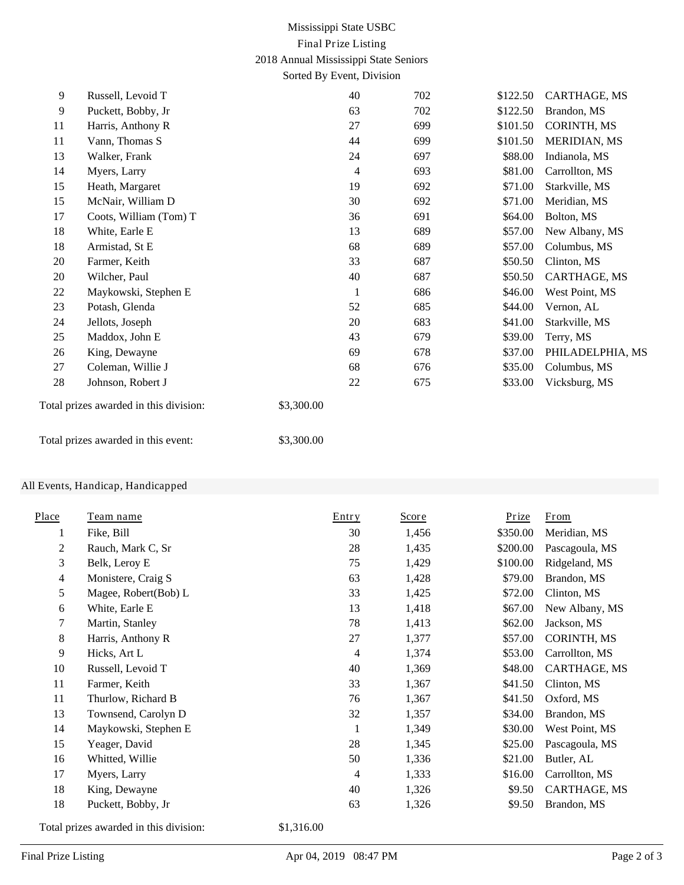Mississippi State USBC
Final Prize Listing
2018 Annual Mississippi State Seniors
Sorted By Event, Division

| Place | Team name | Entry | Score | Prize | From |
|---|---|---|---|---|---|
| 9 | Russell, Levoid T | 40 | 702 | $122.50 | CARTHAGE, MS |
| 9 | Puckett, Bobby, Jr | 63 | 702 | $122.50 | Brandon, MS |
| 11 | Harris, Anthony R | 27 | 699 | $101.50 | CORINTH, MS |
| 11 | Vann, Thomas S | 44 | 699 | $101.50 | MERIDIAN, MS |
| 13 | Walker, Frank | 24 | 697 | $88.00 | Indianola, MS |
| 14 | Myers, Larry | 4 | 693 | $81.00 | Carrollton, MS |
| 15 | Heath, Margaret | 19 | 692 | $71.00 | Starkville, MS |
| 15 | McNair, William D | 30 | 692 | $71.00 | Meridian, MS |
| 17 | Coots, William (Tom) T | 36 | 691 | $64.00 | Bolton, MS |
| 18 | White, Earle E | 13 | 689 | $57.00 | New Albany, MS |
| 18 | Armistad, St E | 68 | 689 | $57.00 | Columbus, MS |
| 20 | Farmer, Keith | 33 | 687 | $50.50 | Clinton, MS |
| 20 | Wilcher, Paul | 40 | 687 | $50.50 | CARTHAGE, MS |
| 22 | Maykowski, Stephen E | 1 | 686 | $46.00 | West Point, MS |
| 23 | Potash, Glenda | 52 | 685 | $44.00 | Vernon, AL |
| 24 | Jellots, Joseph | 20 | 683 | $41.00 | Starkville, MS |
| 25 | Maddox, John E | 43 | 679 | $39.00 | Terry, MS |
| 26 | King, Dewayne | 69 | 678 | $37.00 | PHILADELPHIA, MS |
| 27 | Coleman, Willie J | 68 | 676 | $35.00 | Columbus, MS |
| 28 | Johnson, Robert J | 22 | 675 | $33.00 | Vicksburg, MS |

Total prizes awarded in this division: $3,300.00

Total prizes awarded in this event: $3,300.00

## All Events, Handicap, Handicapped

| Place | Team name | Entry | Score | Prize | From |
|---|---|---|---|---|---|
| 1 | Fike, Bill | 30 | 1,456 | $350.00 | Meridian, MS |
| 2 | Rauch, Mark C, Sr | 28 | 1,435 | $200.00 | Pascagoula, MS |
| 3 | Belk, Leroy E | 75 | 1,429 | $100.00 | Ridgeland, MS |
| 4 | Monistere, Craig S | 63 | 1,428 | $79.00 | Brandon, MS |
| 5 | Magee, Robert(Bob) L | 33 | 1,425 | $72.00 | Clinton, MS |
| 6 | White, Earle E | 13 | 1,418 | $67.00 | New Albany, MS |
| 7 | Martin, Stanley | 78 | 1,413 | $62.00 | Jackson, MS |
| 8 | Harris, Anthony R | 27 | 1,377 | $57.00 | CORINTH, MS |
| 9 | Hicks, Art L | 4 | 1,374 | $53.00 | Carrollton, MS |
| 10 | Russell, Levoid T | 40 | 1,369 | $48.00 | CARTHAGE, MS |
| 11 | Farmer, Keith | 33 | 1,367 | $41.50 | Clinton, MS |
| 11 | Thurlow, Richard B | 76 | 1,367 | $41.50 | Oxford, MS |
| 13 | Townsend, Carolyn D | 32 | 1,357 | $34.00 | Brandon, MS |
| 14 | Maykowski, Stephen E | 1 | 1,349 | $30.00 | West Point, MS |
| 15 | Yeager, David | 28 | 1,345 | $25.00 | Pascagoula, MS |
| 16 | Whitted, Willie | 50 | 1,336 | $21.00 | Butler, AL |
| 17 | Myers, Larry | 4 | 1,333 | $16.00 | Carrollton, MS |
| 18 | King, Dewayne | 40 | 1,326 | $9.50 | CARTHAGE, MS |
| 18 | Puckett, Bobby, Jr | 63 | 1,326 | $9.50 | Brandon, MS |

Total prizes awarded in this division: $1,316.00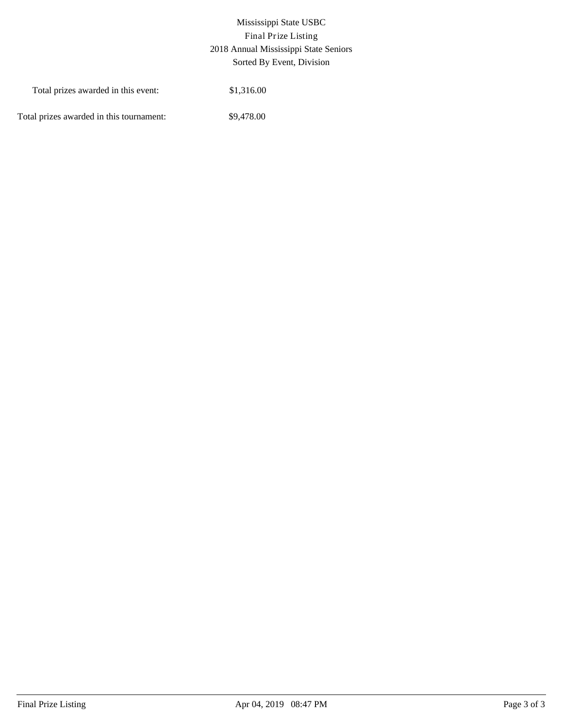Mississippi State USBC
Final Prize Listing
2018 Annual Mississippi State Seniors
Sorted By Event, Division

| | |
|---|---|
| Total prizes awarded in this event: | $1,316.00 |
| Total prizes awarded in this tournament: | $9,478.00 |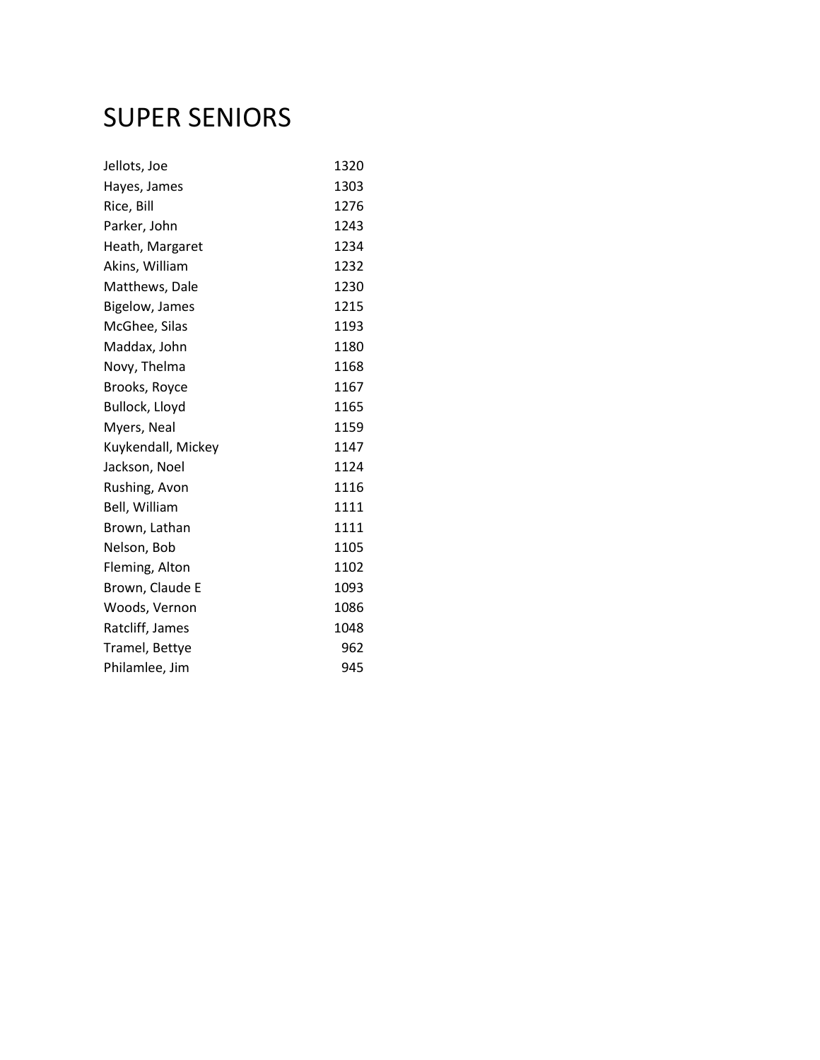# SUPER SENIORS

| | |
|---|---|
| Jellots, Joe | 1320 |
| Hayes, James | 1303 |
| Rice, Bill | 1276 |
| Parker, John | 1243 |
| Heath, Margaret | 1234 |
| Akins, William | 1232 |
| Matthews, Dale | 1230 |
| Bigelow, James | 1215 |
| McGhee, Silas | 1193 |
| Maddax, John | 1180 |
| Novy, Thelma | 1168 |
| Brooks, Royce | 1167 |
| Bullock, Lloyd | 1165 |
| Myers, Neal | 1159 |
| Kuykendall, Mickey | 1147 |
| Jackson, Noel | 1124 |
| Rushing, Avon | 1116 |
| Bell, William | 1111 |
| Brown, Lathan | 1111 |
| Nelson, Bob | 1105 |
| Fleming, Alton | 1102 |
| Brown, Claude E | 1093 |
| Woods, Vernon | 1086 |
| Ratcliff, James | 1048 |
| Tramel, Bettye | 962 |
| Philamlee, Jim | 945 |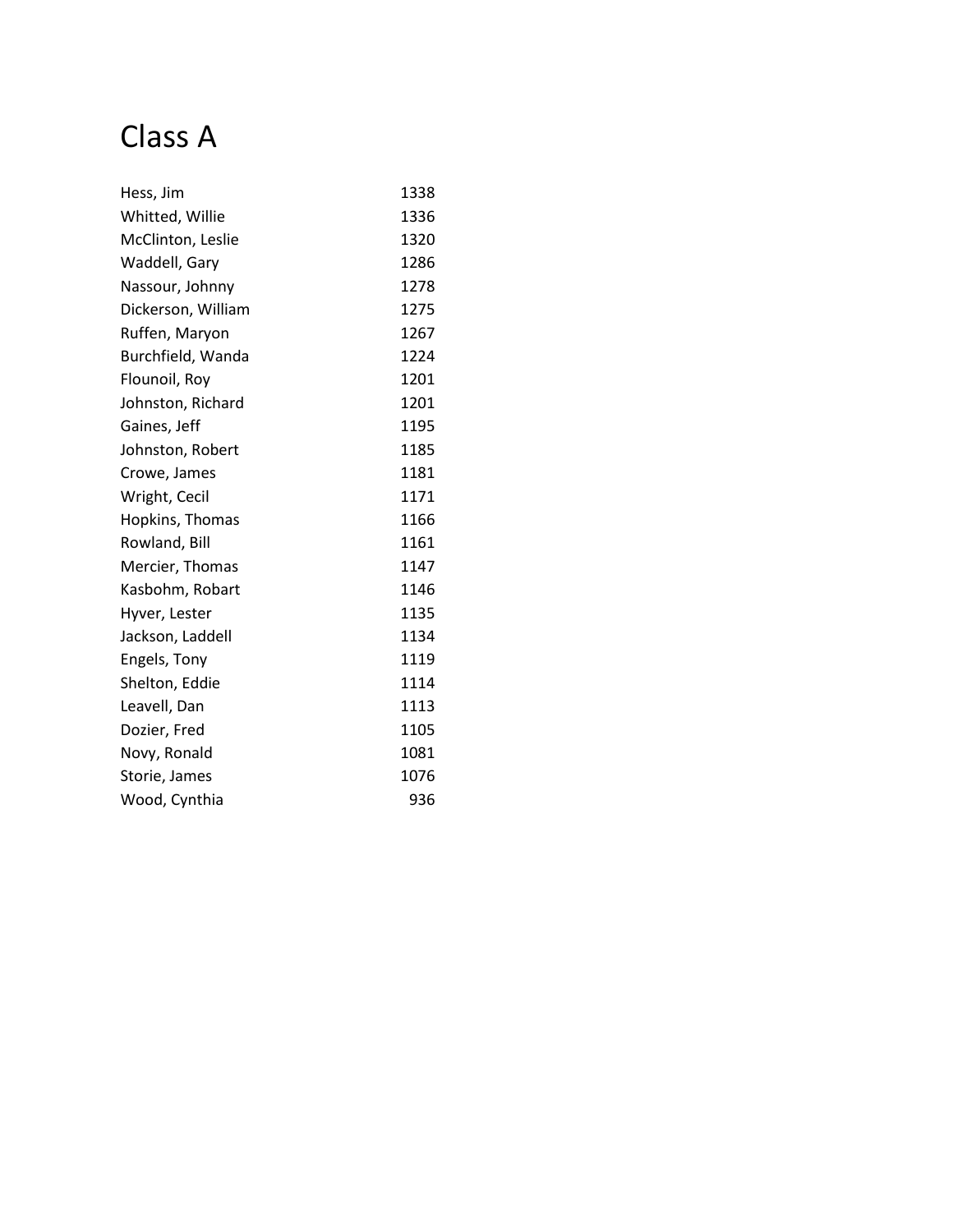# Class A

| | |
|---|---|
| Hess, Jim | 1338 |
| Whitted, Willie | 1336 |
| McClinton, Leslie | 1320 |
| Waddell, Gary | 1286 |
| Nassour, Johnny | 1278 |
| Dickerson, William | 1275 |
| Ruffen, Maryon | 1267 |
| Burchfield, Wanda | 1224 |
| Flounoil, Roy | 1201 |
| Johnston, Richard | 1201 |
| Gaines, Jeff | 1195 |
| Johnston, Robert | 1185 |
| Crowe, James | 1181 |
| Wright, Cecil | 1171 |
| Hopkins, Thomas | 1166 |
| Rowland, Bill | 1161 |
| Mercier, Thomas | 1147 |
| Kasbohm, Robart | 1146 |
| Hyver, Lester | 1135 |
| Jackson, Laddell | 1134 |
| Engels, Tony | 1119 |
| Shelton, Eddie | 1114 |
| Leavell, Dan | 1113 |
| Dozier, Fred | 1105 |
| Novy, Ronald | 1081 |
| Storie, James | 1076 |
| Wood, Cynthia | 936 |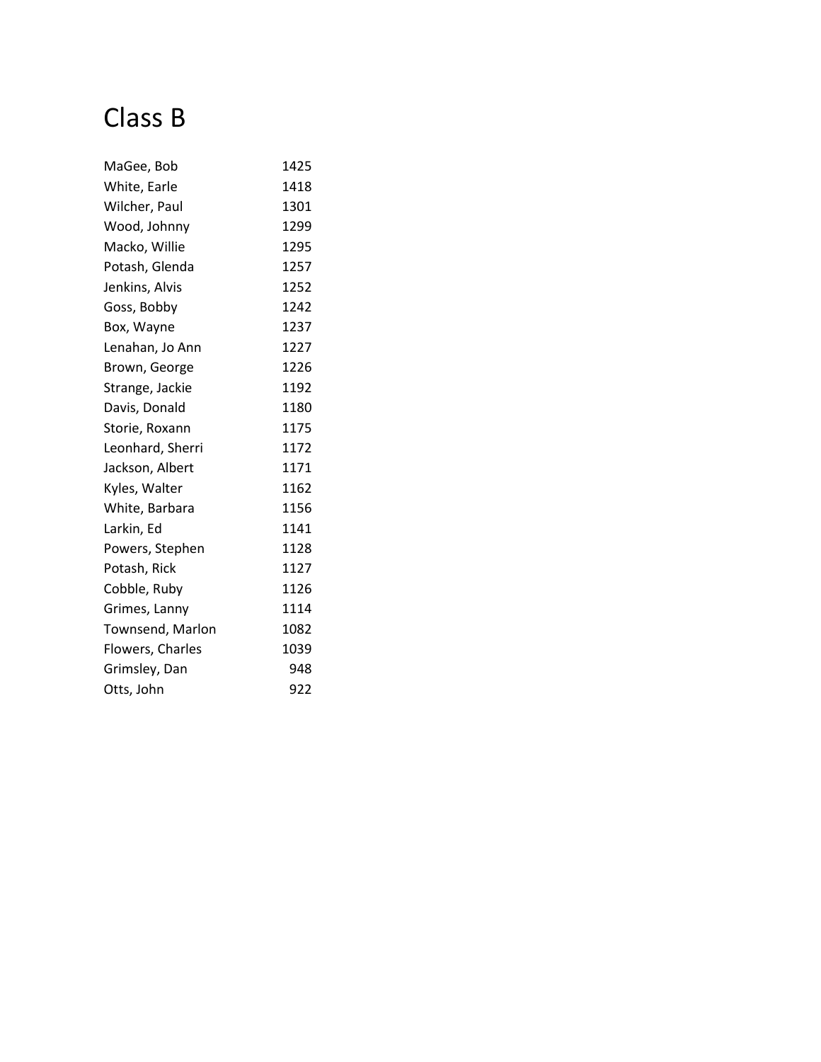# Class B

| | |
|---|---|
| MaGee, Bob | 1425 |
| White, Earle | 1418 |
| Wilcher, Paul | 1301 |
| Wood, Johnny | 1299 |
| Macko, Willie | 1295 |
| Potash, Glenda | 1257 |
| Jenkins, Alvis | 1252 |
| Goss, Bobby | 1242 |
| Box, Wayne | 1237 |
| Lenahan, Jo Ann | 1227 |
| Brown, George | 1226 |
| Strange, Jackie | 1192 |
| Davis, Donald | 1180 |
| Storie, Roxann | 1175 |
| Leonhard, Sherri | 1172 |
| Jackson, Albert | 1171 |
| Kyles, Walter | 1162 |
| White, Barbara | 1156 |
| Larkin, Ed | 1141 |
| Powers, Stephen | 1128 |
| Potash, Rick | 1127 |
| Cobble, Ruby | 1126 |
| Grimes, Lanny | 1114 |
| Townsend, Marlon | 1082 |
| Flowers, Charles | 1039 |
| Grimsley, Dan | 948 |
| Otts, John | 922 |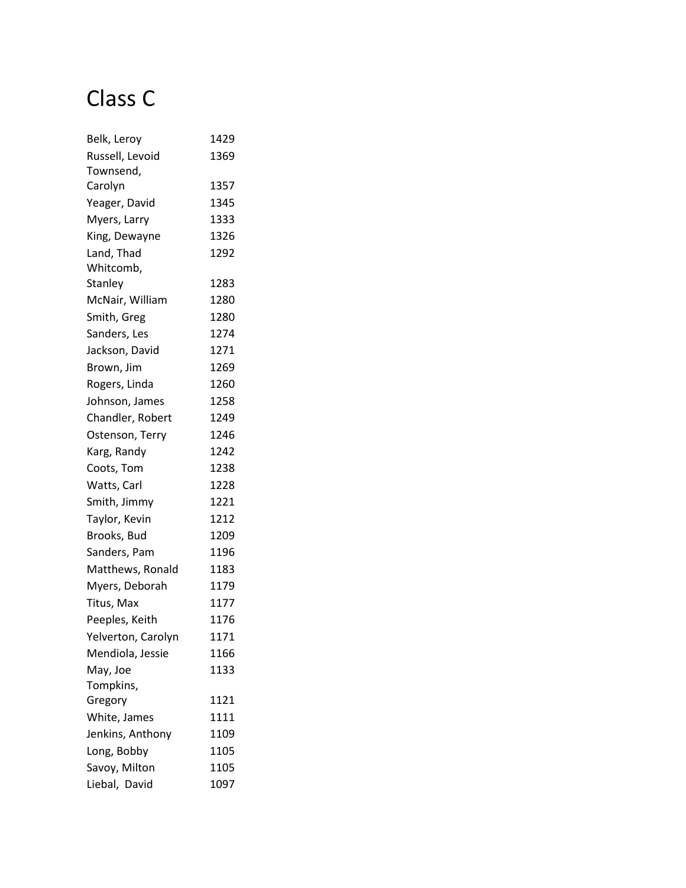# Class C

| | |
|---|---|
| Belk, Leroy | 1429 |
| Russell, Levoid | 1369 |
| Townsend, Carolyn | 1357 |
| Yeager, David | 1345 |
| Myers, Larry | 1333 |
| King, Dewayne | 1326 |
| Land, Thad | 1292 |
| Whitcomb, Stanley | 1283 |
| McNair, William | 1280 |
| Smith, Greg | 1280 |
| Sanders, Les | 1274 |
| Jackson, David | 1271 |
| Brown, Jim | 1269 |
| Rogers, Linda | 1260 |
| Johnson, James | 1258 |
| Chandler, Robert | 1249 |
| Ostenson, Terry | 1246 |
| Karg, Randy | 1242 |
| Coots, Tom | 1238 |
| Watts, Carl | 1228 |
| Smith, Jimmy | 1221 |
| Taylor, Kevin | 1212 |
| Brooks, Bud | 1209 |
| Sanders, Pam | 1196 |
| Matthews, Ronald | 1183 |
| Myers, Deborah | 1179 |
| Titus, Max | 1177 |
| Peeples, Keith | 1176 |
| Yelverton, Carolyn | 1171 |
| Mendiola, Jessie | 1166 |
| May, Joe | 1133 |
| Tompkins, Gregory | 1121 |
| White, James | 1111 |
| Jenkins, Anthony | 1109 |
| Long, Bobby | 1105 |
| Savoy, Milton | 1105 |
| Liebal, David | 1097 |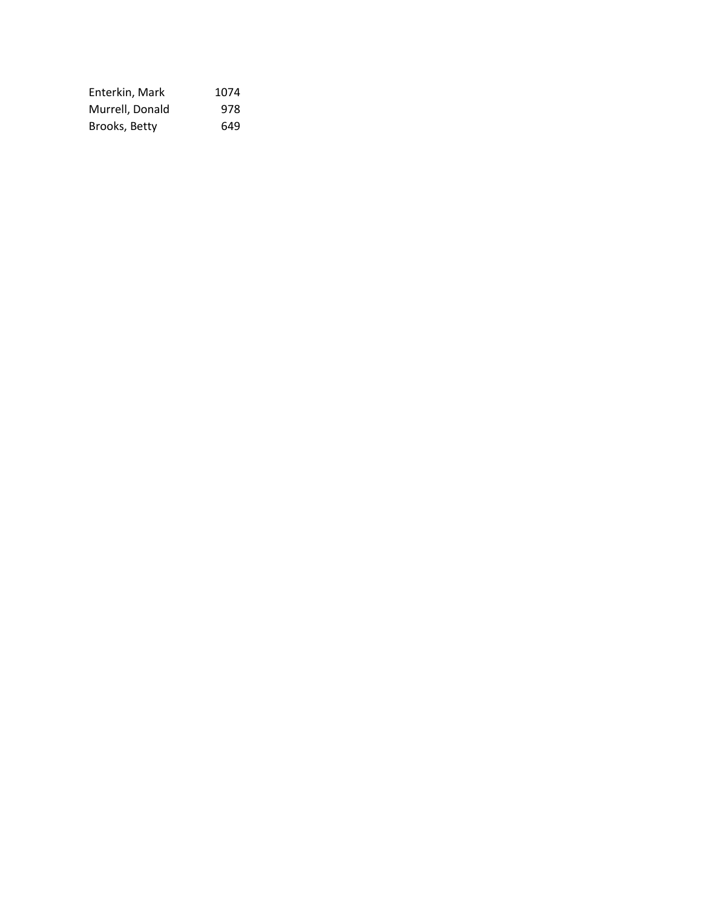| | |
|---|---|
| Enterkin, Mark | 1074 |
| Murrell, Donald | 978 |
| Brooks, Betty | 649 |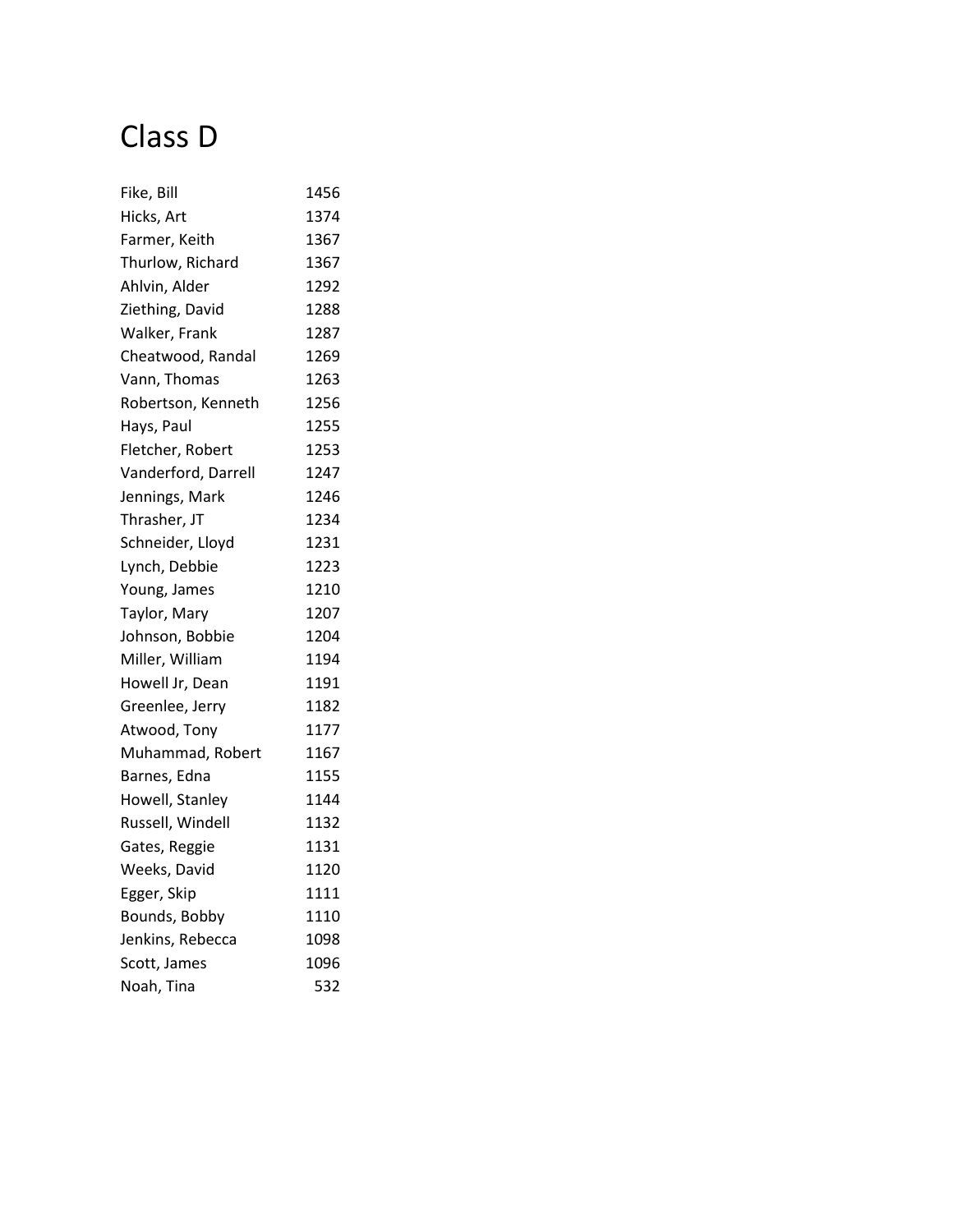# Class D

| | |
|---|---|
| Fike, Bill | 1456 |
| Hicks, Art | 1374 |
| Farmer, Keith | 1367 |
| Thurlow, Richard | 1367 |
| Ahlvin, Alder | 1292 |
| Ziething, David | 1288 |
| Walker, Frank | 1287 |
| Cheatwood, Randal | 1269 |
| Vann, Thomas | 1263 |
| Robertson, Kenneth | 1256 |
| Hays, Paul | 1255 |
| Fletcher, Robert | 1253 |
| Vanderford, Darrell | 1247 |
| Jennings, Mark | 1246 |
| Thrasher, JT | 1234 |
| Schneider, Lloyd | 1231 |
| Lynch, Debbie | 1223 |
| Young, James | 1210 |
| Taylor, Mary | 1207 |
| Johnson, Bobbie | 1204 |
| Miller, William | 1194 |
| Howell Jr, Dean | 1191 |
| Greenlee, Jerry | 1182 |
| Atwood, Tony | 1177 |
| Muhammad, Robert | 1167 |
| Barnes, Edna | 1155 |
| Howell, Stanley | 1144 |
| Russell, Windell | 1132 |
| Gates, Reggie | 1131 |
| Weeks, David | 1120 |
| Egger, Skip | 1111 |
| Bounds, Bobby | 1110 |
| Jenkins, Rebecca | 1098 |
| Scott, James | 1096 |
| Noah, Tina | 532 |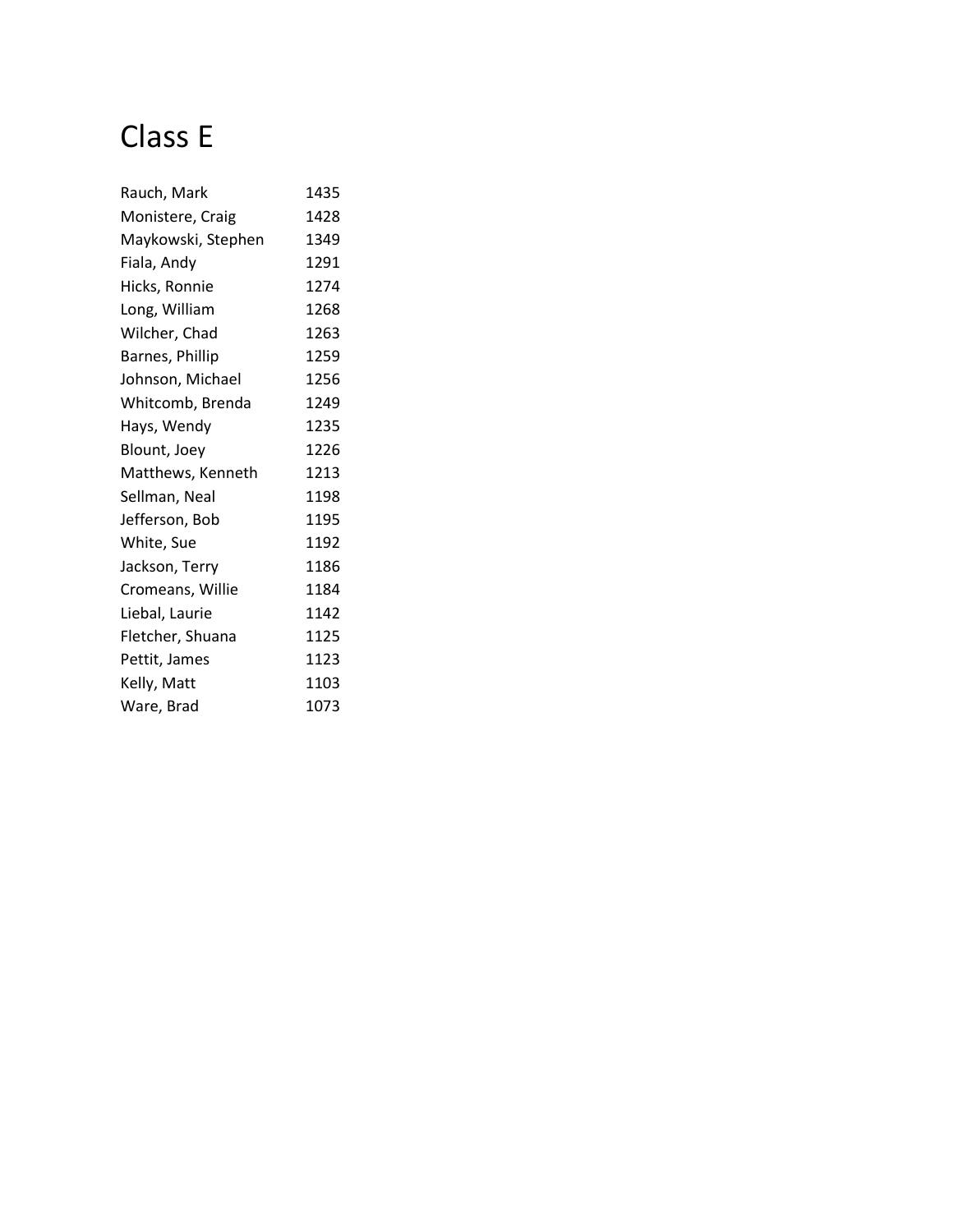# Class E

| | |
|---|---|
| Rauch, Mark | 1435 |
| Monistere, Craig | 1428 |
| Maykowski, Stephen | 1349 |
| Fiala, Andy | 1291 |
| Hicks, Ronnie | 1274 |
| Long, William | 1268 |
| Wilcher, Chad | 1263 |
| Barnes, Phillip | 1259 |
| Johnson, Michael | 1256 |
| Whitcomb, Brenda | 1249 |
| Hays, Wendy | 1235 |
| Blount, Joey | 1226 |
| Matthews, Kenneth | 1213 |
| Sellman, Neal | 1198 |
| Jefferson, Bob | 1195 |
| White, Sue | 1192 |
| Jackson, Terry | 1186 |
| Cromeans, Willie | 1184 |
| Liebal, Laurie | 1142 |
| Fletcher, Shuana | 1125 |
| Pettit, James | 1123 |
| Kelly, Matt | 1103 |
| Ware, Brad | 1073 |